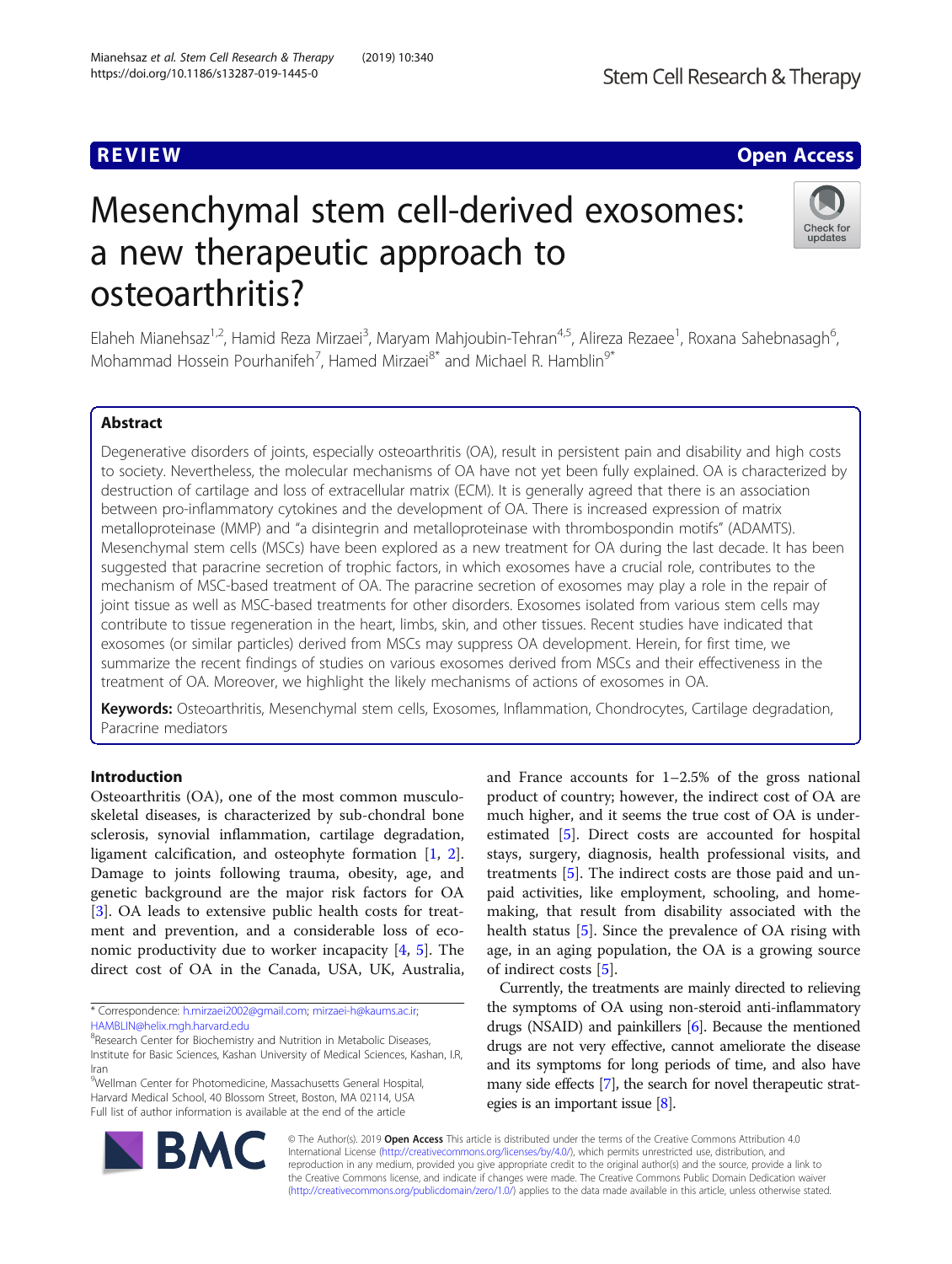REVIEW Open Access

# Mesenchymal stem cell-derived exosomes: a new therapeutic approach to osteoarthritis?

Elaheh Mianehsaz[1,2], Hamid Reza Mirzaei[3], Maryam Mahjoubin-Tehran[4,5], Alireza Rezaee[1], Roxana Sahebnasagh[6], Mohammad Hossein Pourhanifeh[7], Hamed Mirzaei[8*] and Michael R. Hamblin[9*]

## Abstract

Degenerative disorders of joints, especially osteoarthritis (OA), result in persistent pain and disability and high costs to society. Nevertheless, the molecular mechanisms of OA have not yet been fully explained. OA is characterized by destruction of cartilage and loss of extracellular matrix (ECM). It is generally agreed that there is an association between pro-inflammatory cytokines and the development of OA. There is increased expression of matrix metalloproteinase (MMP) and "a disintegrin and metalloproteinase with thrombospondin motifs" (ADAMTS). Mesenchymal stem cells (MSCs) have been explored as a new treatment for OA during the last decade. It has been suggested that paracrine secretion of trophic factors, in which exosomes have a crucial role, contributes to the mechanism of MSC-based treatment of OA. The paracrine secretion of exosomes may play a role in the repair of joint tissue as well as MSC-based treatments for other disorders. Exosomes isolated from various stem cells may contribute to tissue regeneration in the heart, limbs, skin, and other tissues. Recent studies have indicated that exosomes (or similar particles) derived from MSCs may suppress OA development. Herein, for first time, we summarize the recent findings of studies on various exosomes derived from MSCs and their effectiveness in the treatment of OA. Moreover, we highlight the likely mechanisms of actions of exosomes in OA.

**Keywords:** Osteoarthritis, Mesenchymal stem cells, Exosomes, Inflammation, Chondrocytes, Cartilage degradation, Paracrine mediators

## Introduction

Osteoarthritis (OA), one of the most common musculoskeletal diseases, is characterized by sub-chondral bone sclerosis, synovial inflammation, cartilage degradation, ligament calcification, and osteophyte formation [1, 2]. Damage to joints following trauma, obesity, age, and genetic background are the major risk factors for OA [3]. OA leads to extensive public health costs for treatment and prevention, and a considerable loss of economic productivity due to worker incapacity [4, 5]. The direct cost of OA in the Canada, USA, UK, Australia, and France accounts for 1–2.5% of the gross national product of country; however, the indirect cost of OA are much higher, and it seems the true cost of OA is underestimated [5]. Direct costs are accounted for hospital stays, surgery, diagnosis, health professional visits, and treatments [5]. The indirect costs are those paid and unpaid activities, like employment, schooling, and homemaking, that result from disability associated with the health status [5]. Since the prevalence of OA rising with age, in an aging population, the OA is a growing source of indirect costs [5].

Currently, the treatments are mainly directed to relieving the symptoms of OA using non-steroid anti-inflammatory drugs (NSAID) and painkillers [6]. Because the mentioned drugs are not very effective, cannot ameliorate the disease and its symptoms for long periods of time, and also have many side effects [7], the search for novel therapeutic strategies is an important issue [8].

* Correspondence: h.mirzaei2002@gmail.com; mirzaei-h@kaums.ac.ir; HAMBLIN@helix.mgh.harvard.edu

[8]Research Center for Biochemistry and Nutrition in Metabolic Diseases, Institute for Basic Sciences, Kashan University of Medical Sciences, Kashan, I.R, Iran

[9]Wellman Center for Photomedicine, Massachusetts General Hospital, Harvard Medical School, 40 Blossom Street, Boston, MA 02114, USA

Full list of author information is available at the end of the article

© The Author(s). 2019 **Open Access** This article is distributed under the terms of the Creative Commons Attribution 4.0 International License (http://creativecommons.org/licenses/by/4.0/), which permits unrestricted use, distribution, and reproduction in any medium, provided you give appropriate credit to the original author(s) and the source, provide a link to the Creative Commons license, and indicate if changes were made. The Creative Commons Public Domain Dedication waiver (http://creativecommons.org/publicdomain/zero/1.0/) applies to the data made available in this article, unless otherwise stated.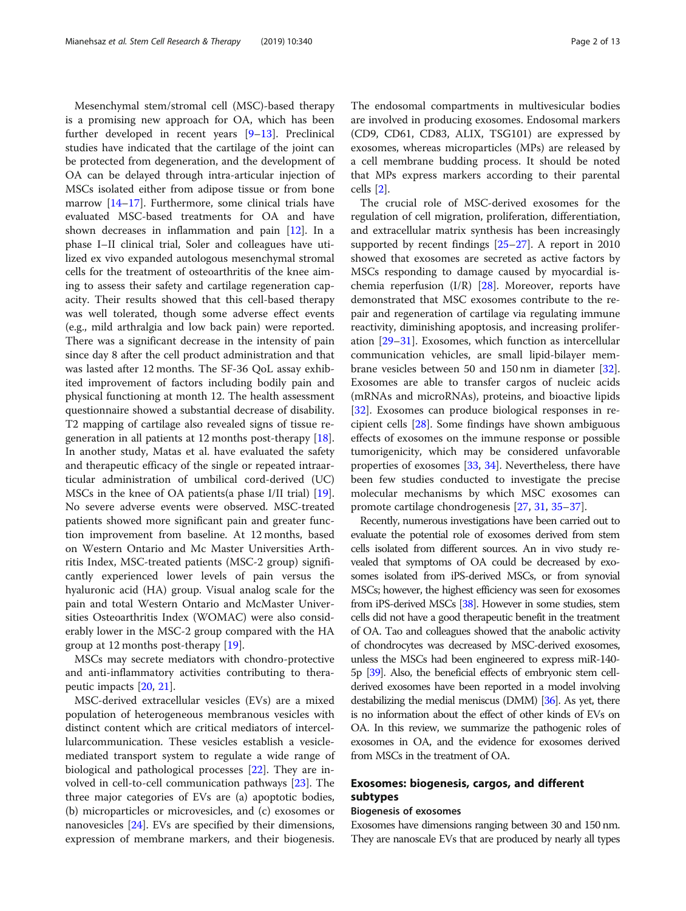Mesenchymal stem/stromal cell (MSC)-based therapy is a promising new approach for OA, which has been further developed in recent years [9–13]. Preclinical studies have indicated that the cartilage of the joint can be protected from degeneration, and the development of OA can be delayed through intra-articular injection of MSCs isolated either from adipose tissue or from bone marrow [14–17]. Furthermore, some clinical trials have evaluated MSC-based treatments for OA and have shown decreases in inflammation and pain [12]. In a phase I–II clinical trial, Soler and colleagues have utilized ex vivo expanded autologous mesenchymal stromal cells for the treatment of osteoarthritis of the knee aiming to assess their safety and cartilage regeneration capacity. Their results showed that this cell-based therapy was well tolerated, though some adverse effect events (e.g., mild arthralgia and low back pain) were reported. There was a significant decrease in the intensity of pain since day 8 after the cell product administration and that was lasted after 12 months. The SF-36 QoL assay exhibited improvement of factors including bodily pain and physical functioning at month 12. The health assessment questionnaire showed a substantial decrease of disability. T2 mapping of cartilage also revealed signs of tissue regeneration in all patients at 12 months post-therapy [18]. In another study, Matas et al. have evaluated the safety and therapeutic efficacy of the single or repeated intraarticular administration of umbilical cord-derived (UC) MSCs in the knee of OA patients(a phase I/II trial) [19]. No severe adverse events were observed. MSC-treated patients showed more significant pain and greater function improvement from baseline. At 12 months, based on Western Ontario and Mc Master Universities Arthritis Index, MSC-treated patients (MSC-2 group) significantly experienced lower levels of pain versus the hyaluronic acid (HA) group. Visual analog scale for the pain and total Western Ontario and McMaster Universities Osteoarthritis Index (WOMAC) were also considerably lower in the MSC-2 group compared with the HA group at 12 months post-therapy [19].

MSCs may secrete mediators with chondro-protective and anti-inflammatory activities contributing to therapeutic impacts [20, 21].

MSC-derived extracellular vesicles (EVs) are a mixed population of heterogeneous membranous vesicles with distinct content which are critical mediators of intercellularcommunication. These vesicles establish a vesicle-mediated transport system to regulate a wide range of biological and pathological processes [22]. They are involved in cell-to-cell communication pathways [23]. The three major categories of EVs are (a) apoptotic bodies, (b) microparticles or microvesicles, and (c) exosomes or nanovesicles [24]. EVs are specified by their dimensions, expression of membrane markers, and their biogenesis. The endosomal compartments in multivesicular bodies are involved in producing exosomes. Endosomal markers (CD9, CD61, CD83, ALIX, TSG101) are expressed by exosomes, whereas microparticles (MPs) are released by a cell membrane budding process. It should be noted that MPs express markers according to their parental cells [2].

The crucial role of MSC-derived exosomes for the regulation of cell migration, proliferation, differentiation, and extracellular matrix synthesis has been increasingly supported by recent findings [25–27]. A report in 2010 showed that exosomes are secreted as active factors by MSCs responding to damage caused by myocardial ischemia reperfusion (I/R) [28]. Moreover, reports have demonstrated that MSC exosomes contribute to the repair and regeneration of cartilage via regulating immune reactivity, diminishing apoptosis, and increasing proliferation [29–31]. Exosomes, which function as intercellular communication vehicles, are small lipid-bilayer membrane vesicles between 50 and 150 nm in diameter [32]. Exosomes are able to transfer cargos of nucleic acids (mRNAs and microRNAs), proteins, and bioactive lipids [32]. Exosomes can produce biological responses in recipient cells [28]. Some findings have shown ambiguous effects of exosomes on the immune response or possible tumorigenicity, which may be considered unfavorable properties of exosomes [33, 34]. Nevertheless, there have been few studies conducted to investigate the precise molecular mechanisms by which MSC exosomes can promote cartilage chondrogenesis [27, 31, 35–37].

Recently, numerous investigations have been carried out to evaluate the potential role of exosomes derived from stem cells isolated from different sources. An in vivo study revealed that symptoms of OA could be decreased by exosomes isolated from iPS-derived MSCs, or from synovial MSCs; however, the highest efficiency was seen for exosomes from iPS-derived MSCs [38]. However in some studies, stem cells did not have a good therapeutic benefit in the treatment of OA. Tao and colleagues showed that the anabolic activity of chondrocytes was decreased by MSC-derived exosomes, unless the MSCs had been engineered to express miR-140-5p [39]. Also, the beneficial effects of embryonic stem cell-derived exosomes have been reported in a model involving destabilizing the medial meniscus (DMM) [36]. As yet, there is no information about the effect of other kinds of EVs on OA. In this review, we summarize the pathogenic roles of exosomes in OA, and the evidence for exosomes derived from MSCs in the treatment of OA.

## Exosomes: biogenesis, cargos, and different subtypes

### Biogenesis of exosomes

Exosomes have dimensions ranging between 30 and 150 nm. They are nanoscale EVs that are produced by nearly all types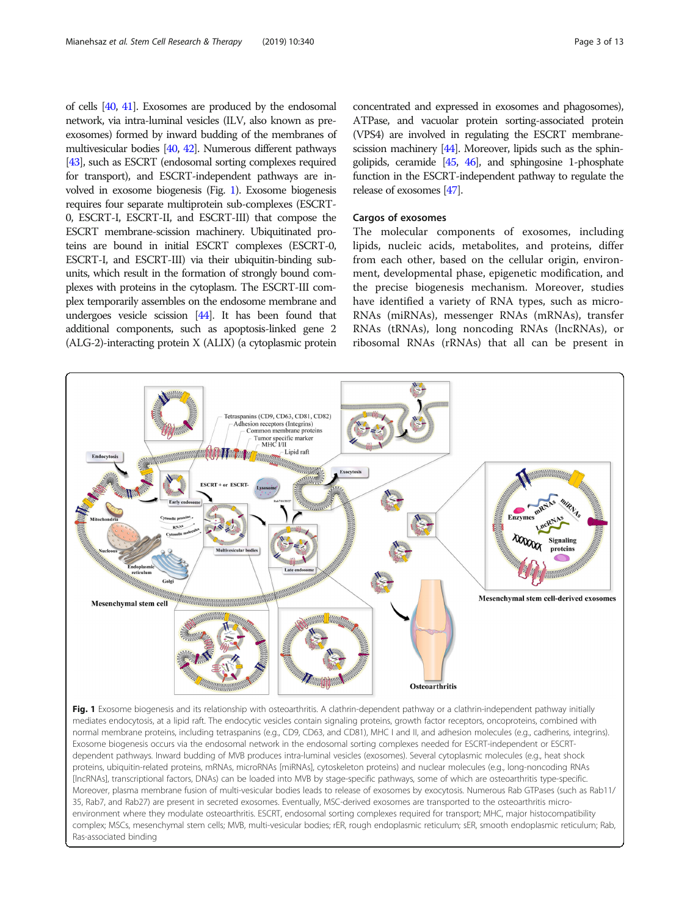of cells [40, 41]. Exosomes are produced by the endosomal network, via intra-luminal vesicles (ILV, also known as pre-exosomes) formed by inward budding of the membranes of multivesicular bodies [40, 42]. Numerous different pathways [43], such as ESCRT (endosomal sorting complexes required for transport), and ESCRT-independent pathways are involved in exosome biogenesis (Fig. 1). Exosome biogenesis requires four separate multiprotein sub-complexes (ESCRT-0, ESCRT-I, ESCRT-II, and ESCRT-III) that compose the ESCRT membrane-scission machinery. Ubiquitinated proteins are bound in initial ESCRT complexes (ESCRT-0, ESCRT-I, and ESCRT-III) via their ubiquitin-binding subunits, which result in the formation of strongly bound complexes with proteins in the cytoplasm. The ESCRT-III complex temporarily assembles on the endosome membrane and undergoes vesicle scission [44]. It has been found that additional components, such as apoptosis-linked gene 2 (ALG-2)-interacting protein X (ALIX) (a cytoplasmic protein concentrated and expressed in exosomes and phagosomes), ATPase, and vacuolar protein sorting-associated protein (VPS4) are involved in regulating the ESCRT membrane-scission machinery [44]. Moreover, lipids such as the sphingolipids, ceramide [45, 46], and sphingosine 1-phosphate function in the ESCRT-independent pathway to regulate the release of exosomes [47].

### Cargos of exosomes

The molecular components of exosomes, including lipids, nucleic acids, metabolites, and proteins, differ from each other, based on the cellular origin, environment, developmental phase, epigenetic modification, and the precise biogenesis mechanism. Moreover, studies have identified a variety of RNA types, such as microRNAs (miRNAs), messenger RNAs (mRNAs), transfer RNAs (tRNAs), long noncoding RNAs (lncRNAs), or ribosomal RNAs (rRNAs) that all can be present in

**Fig. 1** Exosome biogenesis and its relationship with osteoarthritis. A clathrin-dependent pathway or a clathrin-independent pathway initially mediates endocytosis, at a lipid raft. The endocytic vesicles contain signaling proteins, growth factor receptors, oncoproteins, combined with normal membrane proteins, including tetraspanins (e.g., CD9, CD63, and CD81), MHC I and II, and adhesion molecules (e.g., cadherins, integrins). Exosome biogenesis occurs via the endosomal network in the endosomal sorting complexes needed for ESCRT-independent or ESCRT-dependent pathways. Inward budding of MVB produces intra-luminal vesicles (exosomes). Several cytoplasmic molecules (e.g., heat shock proteins, ubiquitin-related proteins, mRNAs, microRNAs [miRNAs], cytoskeleton proteins) and nuclear molecules (e.g., long-noncoding RNAs [lncRNAs], transcriptional factors, DNAs) can be loaded into MVB by stage-specific pathways, some of which are osteoarthritis type-specific. Moreover, plasma membrane fusion of multi-vesicular bodies leads to release of exosomes by exocytosis. Numerous Rab GTPases (such as Rab11/35, Rab7, and Rab27) are present in secreted exosomes. Eventually, MSC-derived exosomes are transported to the osteoarthritis micro-environment where they modulate osteoarthritis. ESCRT, endosomal sorting complexes required for transport; MHC, major histocompatibility complex; MSCs, mesenchymal stem cells; MVB, multi-vesicular bodies; rER, rough endoplasmic reticulum; sER, smooth endoplasmic reticulum; Rab, Ras-associated binding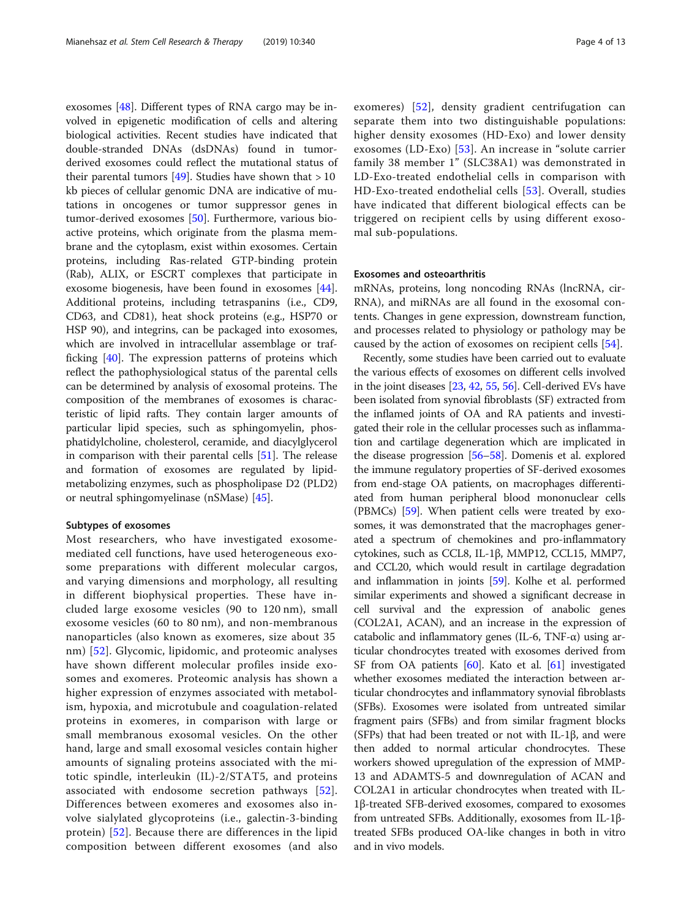exosomes [48]. Different types of RNA cargo may be involved in epigenetic modification of cells and altering biological activities. Recent studies have indicated that double-stranded DNAs (dsDNAs) found in tumor-derived exosomes could reflect the mutational status of their parental tumors [49]. Studies have shown that > 10 kb pieces of cellular genomic DNA are indicative of mutations in oncogenes or tumor suppressor genes in tumor-derived exosomes [50]. Furthermore, various bioactive proteins, which originate from the plasma membrane and the cytoplasm, exist within exosomes. Certain proteins, including Ras-related GTP-binding protein (Rab), ALIX, or ESCRT complexes that participate in exosome biogenesis, have been found in exosomes [44]. Additional proteins, including tetraspanins (i.e., CD9, CD63, and CD81), heat shock proteins (e.g., HSP70 or HSP 90), and integrins, can be packaged into exosomes, which are involved in intracellular assemblage or trafficking [40]. The expression patterns of proteins which reflect the pathophysiological status of the parental cells can be determined by analysis of exosomal proteins. The composition of the membranes of exosomes is characteristic of lipid rafts. They contain larger amounts of particular lipid species, such as sphingomyelin, phosphatidylcholine, cholesterol, ceramide, and diacylglycerol in comparison with their parental cells [51]. The release and formation of exosomes are regulated by lipid-metabolizing enzymes, such as phospholipase D2 (PLD2) or neutral sphingomyelinase (nSMase) [45].

### Subtypes of exosomes

Most researchers, who have investigated exosome-mediated cell functions, have used heterogeneous exosome preparations with different molecular cargos, and varying dimensions and morphology, all resulting in different biophysical properties. These have included large exosome vesicles (90 to 120 nm), small exosome vesicles (60 to 80 nm), and non-membranous nanoparticles (also known as exomeres, size about 35 nm) [52]. Glycomic, lipidomic, and proteomic analyses have shown different molecular profiles inside exosomes and exomeres. Proteomic analysis has shown a higher expression of enzymes associated with metabolism, hypoxia, and microtubule and coagulation-related proteins in exomeres, in comparison with large or small membranous exosomal vesicles. On the other hand, large and small exosomal vesicles contain higher amounts of signaling proteins associated with the mitotic spindle, interleukin (IL)-2/STAT5, and proteins associated with endosome secretion pathways [52]. Differences between exomeres and exosomes also involve sialylated glycoproteins (i.e., galectin-3-binding protein) [52]. Because there are differences in the lipid composition between different exosomes (and also exomeres) [52], density gradient centrifugation can separate them into two distinguishable populations: higher density exosomes (HD-Exo) and lower density exosomes (LD-Exo) [53]. An increase in "solute carrier family 38 member 1" (SLC38A1) was demonstrated in LD-Exo-treated endothelial cells in comparison with HD-Exo-treated endothelial cells [53]. Overall, studies have indicated that different biological effects can be triggered on recipient cells by using different exosomal sub-populations.

### Exosomes and osteoarthritis

mRNAs, proteins, long noncoding RNAs (lncRNA, cirRNA), and miRNAs are all found in the exosomal contents. Changes in gene expression, downstream function, and processes related to physiology or pathology may be caused by the action of exosomes on recipient cells [54].

Recently, some studies have been carried out to evaluate the various effects of exosomes on different cells involved in the joint diseases [23, 42, 55, 56]. Cell-derived EVs have been isolated from synovial fibroblasts (SF) extracted from the inflamed joints of OA and RA patients and investigated their role in the cellular processes such as inflammation and cartilage degeneration which are implicated in the disease progression [56–58]. Domenis et al. explored the immune regulatory properties of SF-derived exosomes from end-stage OA patients, on macrophages differentiated from human peripheral blood mononuclear cells (PBMCs) [59]. When patient cells were treated by exosomes, it was demonstrated that the macrophages generated a spectrum of chemokines and pro-inflammatory cytokines, such as CCL8, IL-1β, MMP12, CCL15, MMP7, and CCL20, which would result in cartilage degradation and inflammation in joints [59]. Kolhe et al. performed similar experiments and showed a significant decrease in cell survival and the expression of anabolic genes (COL2A1, ACAN), and an increase in the expression of catabolic and inflammatory genes (IL-6, TNF-α) using articular chondrocytes treated with exosomes derived from SF from OA patients [60]. Kato et al. [61] investigated whether exosomes mediated the interaction between articular chondrocytes and inflammatory synovial fibroblasts (SFBs). Exosomes were isolated from untreated similar fragment pairs (SFBs) and from similar fragment blocks (SFPs) that had been treated or not with IL-1β, and were then added to normal articular chondrocytes. These workers showed upregulation of the expression of MMP-13 and ADAMTS-5 and downregulation of ACAN and COL2A1 in articular chondrocytes when treated with IL-1β-treated SFB-derived exosomes, compared to exosomes from untreated SFBs. Additionally, exosomes from IL-1β-treated SFBs produced OA-like changes in both in vitro and in vivo models.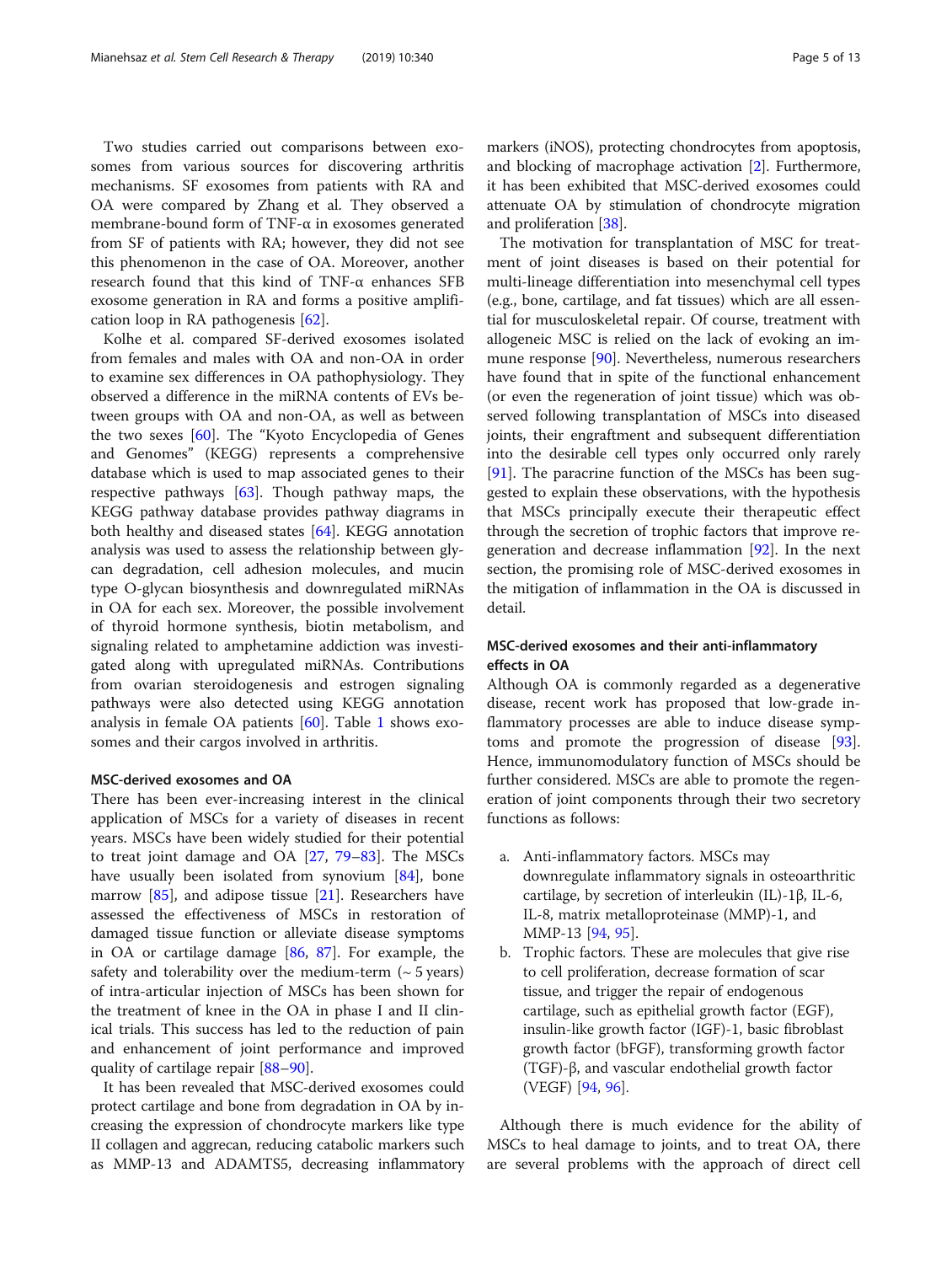Two studies carried out comparisons between exosomes from various sources for discovering arthritis mechanisms. SF exosomes from patients with RA and OA were compared by Zhang et al. They observed a membrane-bound form of TNF-α in exosomes generated from SF of patients with RA; however, they did not see this phenomenon in the case of OA. Moreover, another research found that this kind of TNF-α enhances SFB exosome generation in RA and forms a positive amplification loop in RA pathogenesis [62].

Kolhe et al. compared SF-derived exosomes isolated from females and males with OA and non-OA in order to examine sex differences in OA pathophysiology. They observed a difference in the miRNA contents of EVs between groups with OA and non-OA, as well as between the two sexes [60]. The "Kyoto Encyclopedia of Genes and Genomes" (KEGG) represents a comprehensive database which is used to map associated genes to their respective pathways [63]. Though pathway maps, the KEGG pathway database provides pathway diagrams in both healthy and diseased states [64]. KEGG annotation analysis was used to assess the relationship between glycan degradation, cell adhesion molecules, and mucin type O-glycan biosynthesis and downregulated miRNAs in OA for each sex. Moreover, the possible involvement of thyroid hormone synthesis, biotin metabolism, and signaling related to amphetamine addiction was investigated along with upregulated miRNAs. Contributions from ovarian steroidogenesis and estrogen signaling pathways were also detected using KEGG annotation analysis in female OA patients [60]. Table 1 shows exosomes and their cargos involved in arthritis.

### MSC-derived exosomes and OA

There has been ever-increasing interest in the clinical application of MSCs for a variety of diseases in recent years. MSCs have been widely studied for their potential to treat joint damage and OA [27, 79–83]. The MSCs have usually been isolated from synovium [84], bone marrow [85], and adipose tissue [21]. Researchers have assessed the effectiveness of MSCs in restoration of damaged tissue function or alleviate disease symptoms in OA or cartilage damage [86, 87]. For example, the safety and tolerability over the medium-term (~ 5 years) of intra-articular injection of MSCs has been shown for the treatment of knee in the OA in phase I and II clinical trials. This success has led to the reduction of pain and enhancement of joint performance and improved quality of cartilage repair [88–90].

It has been revealed that MSC-derived exosomes could protect cartilage and bone from degradation in OA by increasing the expression of chondrocyte markers like type II collagen and aggrecan, reducing catabolic markers such as MMP-13 and ADAMTS5, decreasing inflammatory markers (iNOS), protecting chondrocytes from apoptosis, and blocking of macrophage activation [2]. Furthermore, it has been exhibited that MSC-derived exosomes could attenuate OA by stimulation of chondrocyte migration and proliferation [38].

The motivation for transplantation of MSC for treatment of joint diseases is based on their potential for multi-lineage differentiation into mesenchymal cell types (e.g., bone, cartilage, and fat tissues) which are all essential for musculoskeletal repair. Of course, treatment with allogeneic MSC is relied on the lack of evoking an immune response [90]. Nevertheless, numerous researchers have found that in spite of the functional enhancement (or even the regeneration of joint tissue) which was observed following transplantation of MSCs into diseased joints, their engraftment and subsequent differentiation into the desirable cell types only occurred only rarely [91]. The paracrine function of the MSCs has been suggested to explain these observations, with the hypothesis that MSCs principally execute their therapeutic effect through the secretion of trophic factors that improve regeneration and decrease inflammation [92]. In the next section, the promising role of MSC-derived exosomes in the mitigation of inflammation in the OA is discussed in detail.

### MSC-derived exosomes and their anti-inflammatory effects in OA

Although OA is commonly regarded as a degenerative disease, recent work has proposed that low-grade inflammatory processes are able to induce disease symptoms and promote the progression of disease [93]. Hence, immunomodulatory function of MSCs should be further considered. MSCs are able to promote the regeneration of joint components through their two secretory functions as follows:

a. Anti-inflammatory factors. MSCs may downregulate inflammatory signals in osteoarthritic cartilage, by secretion of interleukin (IL)-1β, IL-6, IL-8, matrix metalloproteinase (MMP)-1, and MMP-13 [94, 95].
b. Trophic factors. These are molecules that give rise to cell proliferation, decrease formation of scar tissue, and trigger the repair of endogenous cartilage, such as epithelial growth factor (EGF), insulin-like growth factor (IGF)-1, basic fibroblast growth factor (bFGF), transforming growth factor (TGF)-β, and vascular endothelial growth factor (VEGF) [94, 96].

Although there is much evidence for the ability of MSCs to heal damage to joints, and to treat OA, there are several problems with the approach of direct cell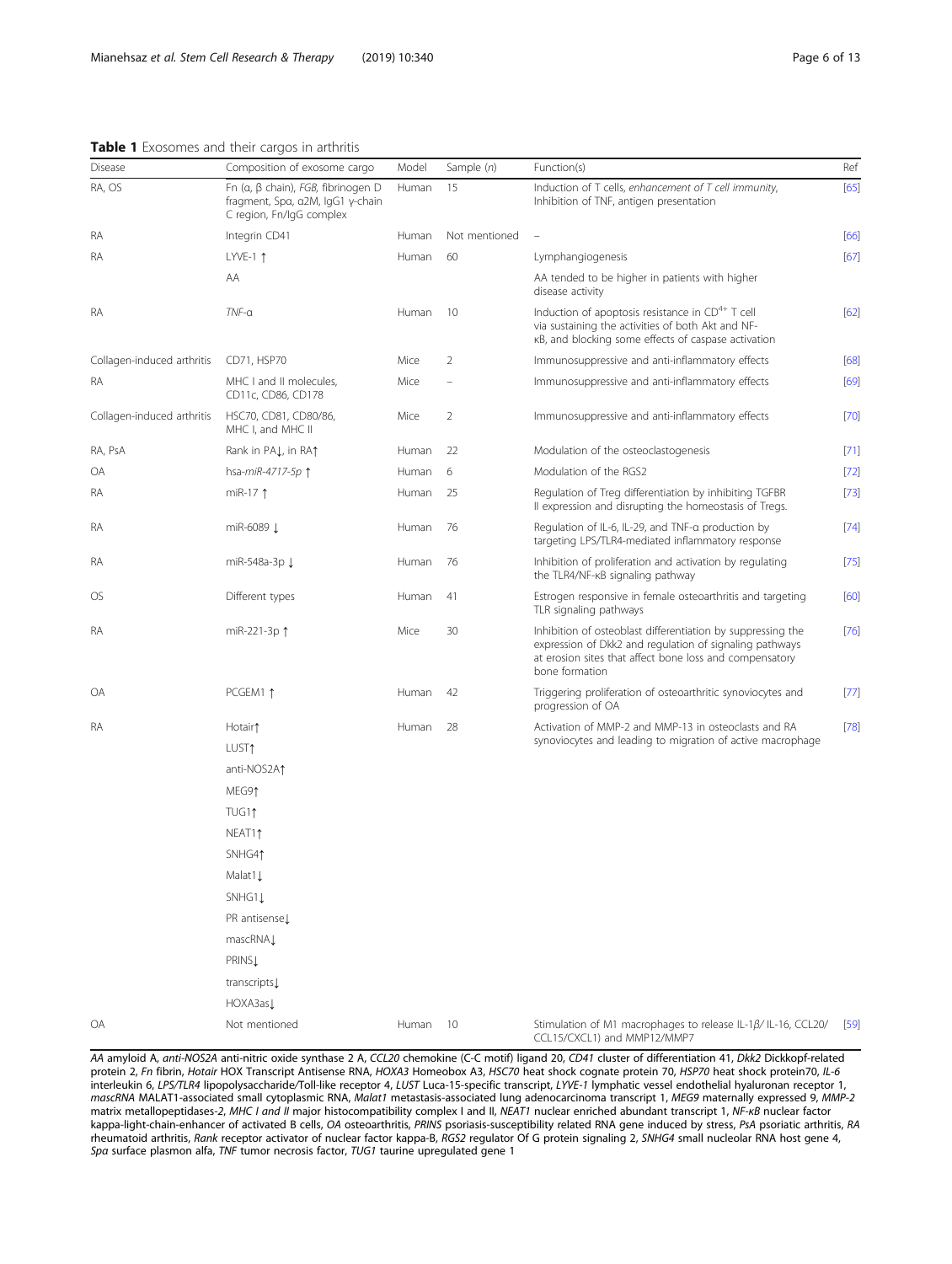**Table 1** Exosomes and their cargos in arthritis

| Disease | Composition of exosome cargo | Model | Sample (*n*) | Function(s) | Ref |
|---|---|---|---|---|---|
| RA, OS | Fn (α, β chain), *FGB*, fibrinogen D fragment, Spα, α2M, IgG1 γ-chain C region, Fn/IgG complex | Human | 15 | Induction of T cells, *enhancement of T cell immunity*, Inhibition of TNF, antigen presentation | [65] |
| RA | Integrin CD41 | Human | Not mentioned | – | [66] |
| RA | LYVE-1 ↑ | Human | 60 | Lymphangiogenesis | [67] |
| | AA | | | AA tended to be higher in patients with higher disease activity | |
| RA | *TNF*-α | Human | 10 | Induction of apoptosis resistance in $CD^{4+}$ T cell via sustaining the activities of both Akt and NF-κB, and blocking some effects of caspase activation | [62] |
| Collagen-induced arthritis | CD71, HSP70 | Mice | 2 | Immunosuppressive and anti-inflammatory effects | [68] |
| RA | MHC I and II molecules, CD11c, CD86, CD178 | Mice | – | Immunosuppressive and anti-inflammatory effects | [69] |
| Collagen-induced arthritis | HSC70, CD81, CD80/86, MHC I, and MHC II | Mice | 2 | Immunosuppressive and anti-inflammatory effects | [70] |
| RA, PsA | Rank in PA↓, in RA↑ | Human | 22 | Modulation of the osteoclastogenesis | [71] |
| OA | hsa-*miR-4717-5p* ↑ | Human | 6 | Modulation of the RGS2 | [72] |
| RA | miR-17 ↑ | Human | 25 | Regulation of Treg differentiation by inhibiting TGFBR II expression and disrupting the homeostasis of Tregs. | [73] |
| RA | miR-6089 ↓ | Human | 76 | Regulation of IL-6, IL-29, and TNF-α production by targeting LPS/TLR4-mediated inflammatory response | [74] |
| RA | miR-548a-3p ↓ | Human | 76 | Inhibition of proliferation and activation by regulating the TLR4/NF-κB signaling pathway | [75] |
| OS | Different types | Human | 41 | Estrogen responsive in female osteoarthritis and targeting TLR signaling pathways | [60] |
| RA | miR-221-3p ↑ | Mice | 30 | Inhibition of osteoblast differentiation by suppressing the expression of Dkk2 and regulation of signaling pathways at erosion sites that affect bone loss and compensatory bone formation | [76] |
| OA | PCGEM1 ↑ | Human | 42 | Triggering proliferation of osteoarthritic synoviocytes and progression of OA | [77] |
| RA | Hotair↑ | Human | 28 | Activation of MMP-2 and MMP-13 in osteoclasts and RA synoviocytes and leading to migration of active macrophage | [78] |
| | LUST↑ | | | | |
| | anti-NOS2A↑ | | | | |
| | MEG9↑ | | | | |
| | TUG1↑ | | | | |
| | NEAT1↑ | | | | |
| | SNHG4↑ | | | | |
| | Malat1↓ | | | | |
| | SNHG1↓ | | | | |
| | PR antisense↓ | | | | |
| | mascRNA↓ | | | | |
| | PRINS↓ | | | | |
| | transcripts↓ | | | | |
| | HOXA3as↓ | | | | |
| OA | Not mentioned | Human | 10 | Stimulation of M1 macrophages to release IL-1*β*/ IL-16, CCL20/ CCL15/CXCL1) and MMP12/MMP7 | [59] |

*AA* amyloid A, *anti-NOS2A* anti-nitric oxide synthase 2 A, *CCL20* chemokine (C-C motif) ligand 20, *CD41* cluster of differentiation 41, *Dkk2* Dickkopf-related protein 2, *Fn* fibrin, *Hotair* HOX Transcript Antisense RNA, *HOXA3* Homeobox A3, *HSC70* heat shock cognate protein 70, *HSP70* heat shock protein70, *IL-6* interleukin 6, *LPS/TLR4* lipopolysaccharide/Toll-like receptor 4, *LUST* Luca-15-specific transcript, *LYVE-1* lymphatic vessel endothelial hyaluronan receptor 1, *mascRNA* MALAT1-associated small cytoplasmic RNA, *Malat1* metastasis-associated lung adenocarcinoma transcript 1, *MEG9* maternally expressed 9, *MMP-2* matrix metallopeptidases-2, *MHC I and II* major histocompatibility complex I and II, *NEAT1* nuclear enriched abundant transcript 1, *NF-κB* nuclear factor kappa-light-chain-enhancer of activated B cells, *OA* osteoarthritis, *PRINS* psoriasis-susceptibility related RNA gene induced by stress, *PsA* psoriatic arthritis, *RA* rheumatoid arthritis, *Rank* receptor activator of nuclear factor kappa-B, *RGS2* regulator Of G protein signaling 2, *SNHG4* small nucleolar RNA host gene 4, *Spα* surface plasmon alfa, *TNF* tumor necrosis factor, *TUG1* taurine upregulated gene 1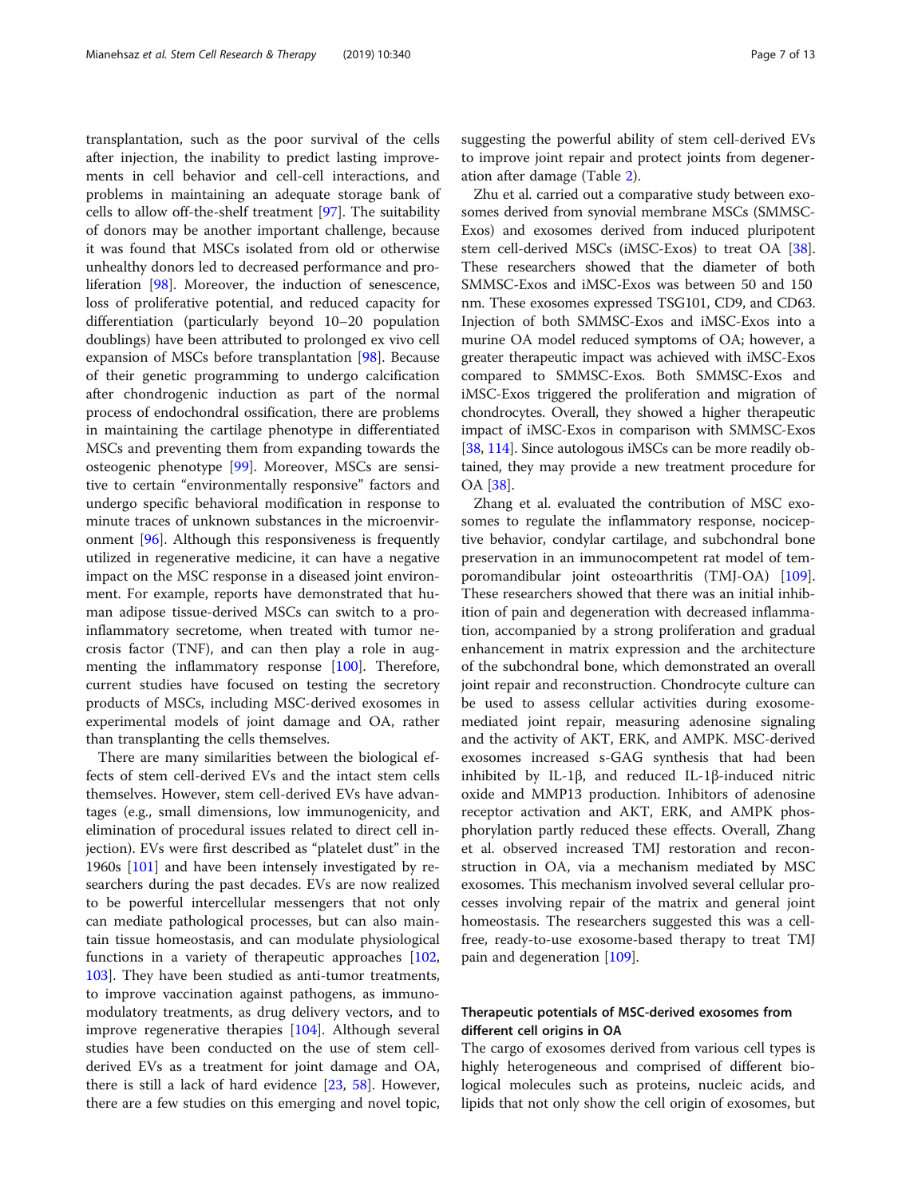transplantation, such as the poor survival of the cells after injection, the inability to predict lasting improvements in cell behavior and cell-cell interactions, and problems in maintaining an adequate storage bank of cells to allow off-the-shelf treatment [97]. The suitability of donors may be another important challenge, because it was found that MSCs isolated from old or otherwise unhealthy donors led to decreased performance and proliferation [98]. Moreover, the induction of senescence, loss of proliferative potential, and reduced capacity for differentiation (particularly beyond 10–20 population doublings) have been attributed to prolonged ex vivo cell expansion of MSCs before transplantation [98]. Because of their genetic programming to undergo calcification after chondrogenic induction as part of the normal process of endochondral ossification, there are problems in maintaining the cartilage phenotype in differentiated MSCs and preventing them from expanding towards the osteogenic phenotype [99]. Moreover, MSCs are sensitive to certain "environmentally responsive" factors and undergo specific behavioral modification in response to minute traces of unknown substances in the microenvironment [96]. Although this responsiveness is frequently utilized in regenerative medicine, it can have a negative impact on the MSC response in a diseased joint environment. For example, reports have demonstrated that human adipose tissue-derived MSCs can switch to a pro-inflammatory secretome, when treated with tumor necrosis factor (TNF), and can then play a role in augmenting the inflammatory response [100]. Therefore, current studies have focused on testing the secretory products of MSCs, including MSC-derived exosomes in experimental models of joint damage and OA, rather than transplanting the cells themselves.

There are many similarities between the biological effects of stem cell-derived EVs and the intact stem cells themselves. However, stem cell-derived EVs have advantages (e.g., small dimensions, low immunogenicity, and elimination of procedural issues related to direct cell injection). EVs were first described as "platelet dust" in the 1960s [101] and have been intensely investigated by researchers during the past decades. EVs are now realized to be powerful intercellular messengers that not only can mediate pathological processes, but can also maintain tissue homeostasis, and can modulate physiological functions in a variety of therapeutic approaches [102, 103]. They have been studied as anti-tumor treatments, to improve vaccination against pathogens, as immunomodulatory treatments, as drug delivery vectors, and to improve regenerative therapies [104]. Although several studies have been conducted on the use of stem cell-derived EVs as a treatment for joint damage and OA, there is still a lack of hard evidence [23, 58]. However, there are a few studies on this emerging and novel topic, suggesting the powerful ability of stem cell-derived EVs to improve joint repair and protect joints from degeneration after damage (Table 2).

Zhu et al. carried out a comparative study between exosomes derived from synovial membrane MSCs (SMMSC-Exos) and exosomes derived from induced pluripotent stem cell-derived MSCs (iMSC-Exos) to treat OA [38]. These researchers showed that the diameter of both SMMSC-Exos and iMSC-Exos was between 50 and 150 nm. These exosomes expressed TSG101, CD9, and CD63. Injection of both SMMSC-Exos and iMSC-Exos into a murine OA model reduced symptoms of OA; however, a greater therapeutic impact was achieved with iMSC-Exos compared to SMMSC-Exos. Both SMMSC-Exos and iMSC-Exos triggered the proliferation and migration of chondrocytes. Overall, they showed a higher therapeutic impact of iMSC-Exos in comparison with SMMSC-Exos [38, 114]. Since autologous iMSCs can be more readily obtained, they may provide a new treatment procedure for OA [38].

Zhang et al. evaluated the contribution of MSC exosomes to regulate the inflammatory response, nociceptive behavior, condylar cartilage, and subchondral bone preservation in an immunocompetent rat model of temporomandibular joint osteoarthritis (TMJ-OA) [109]. These researchers showed that there was an initial inhibition of pain and degeneration with decreased inflammation, accompanied by a strong proliferation and gradual enhancement in matrix expression and the architecture of the subchondral bone, which demonstrated an overall joint repair and reconstruction. Chondrocyte culture can be used to assess cellular activities during exosome-mediated joint repair, measuring adenosine signaling and the activity of AKT, ERK, and AMPK. MSC-derived exosomes increased s-GAG synthesis that had been inhibited by IL-1β, and reduced IL-1β-induced nitric oxide and MMP13 production. Inhibitors of adenosine receptor activation and AKT, ERK, and AMPK phosphorylation partly reduced these effects. Overall, Zhang et al. observed increased TMJ restoration and reconstruction in OA, via a mechanism mediated by MSC exosomes. This mechanism involved several cellular processes involving repair of the matrix and general joint homeostasis. The researchers suggested this was a cell-free, ready-to-use exosome-based therapy to treat TMJ pain and degeneration [109].

## Therapeutic potentials of MSC-derived exosomes from different cell origins in OA

The cargo of exosomes derived from various cell types is highly heterogeneous and comprised of different biological molecules such as proteins, nucleic acids, and lipids that not only show the cell origin of exosomes, but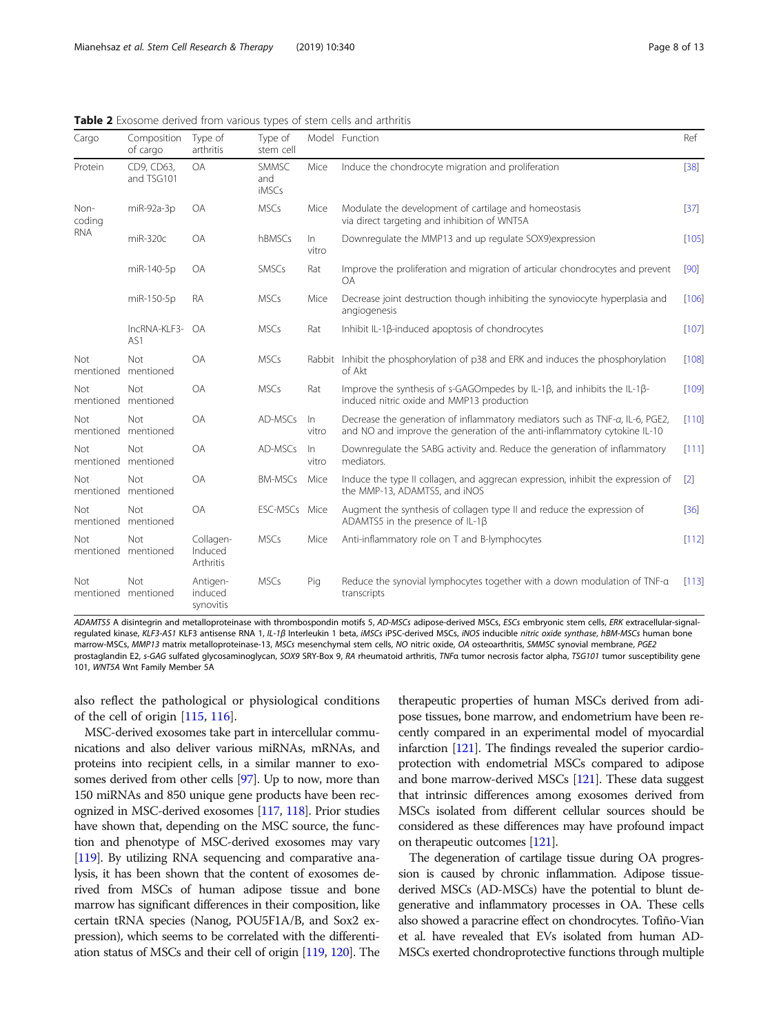**Table 2** Exosome derived from various types of stem cells and arthritis

| Cargo | Composition of cargo | Type of arthritis | Type of stem cell | Model | Function | Ref |
|---|---|---|---|---|---|---|
| Protein | CD9, CD63, and TSG101 | OA | SMMSC and iMSCs | Mice | Induce the chondrocyte migration and proliferation | [38] |
| Non-coding RNA | miR-92a-3p | OA | MSCs | Mice | Modulate the development of cartilage and homeostasis via direct targeting and inhibition of WNT5A | [37] |
| | miR-320c | OA | hBMSCs | In vitro | Downregulate the MMP13 and up regulate SOX9)expression | [105] |
| | miR-140-5p | OA | SMSCs | Rat | Improve the proliferation and migration of articular chondrocytes and prevent OA | [90] |
| | miR-150-5p | RA | MSCs | Mice | Decrease joint destruction though inhibiting the synoviocyte hyperplasia and angiogenesis | [106] |
| | lncRNA-KLF3-AS1 | OA | MSCs | Rat | Inhibit IL-1β-induced apoptosis of chondrocytes | [107] |
| Not mentioned | Not mentioned | OA | MSCs | Rabbit | Inhibit the phosphorylation of p38 and ERK and induces the phosphorylation of Akt | [108] |
| Not mentioned | Not mentioned | OA | MSCs | Rat | Improve the synthesis of s-GAGOmpedes by IL-1β, and inhibits the IL-1β-induced nitric oxide and MMP13 production | [109] |
| Not mentioned | Not mentioned | OA | AD-MSCs | In vitro | Decrease the generation of inflammatory mediators such as TNF-α, IL-6, PGE2, and NO and improve the generation of the anti-inflammatory cytokine IL-10 | [110] |
| Not mentioned | Not mentioned | OA | AD-MSCs | In vitro | Downregulate the SABG activity and. Reduce the generation of inflammatory mediators. | [111] |
| Not mentioned | Not mentioned | OA | BM-MSCs | Mice | Induce the type II collagen, and aggrecan expression, inhibit the expression of the MMP-13, ADAMTS5, and iNOS | [2] |
| Not mentioned | Not mentioned | OA | ESC-MSCs | Mice | Augment the synthesis of collagen type II and reduce the expression of ADAMTS5 in the presence of IL-1β | [36] |
| Not mentioned | Not mentioned | Collagen-Induced Arthritis | MSCs | Mice | Anti-inflammatory role on T and B-lymphocytes | [112] |
| Not mentioned | Not mentioned | Antigen-induced synovitis | MSCs | Pig | Reduce the synovial lymphocytes together with a down modulation of TNF-α transcripts | [113] |

*ADAMTS5* A disintegrin and metalloproteinase with thrombospondin motifs 5, *AD-MSCs* adipose-derived MSCs, *ESCs* embryonic stem cells, *ERK* extracellular-signal-regulated kinase, *KLF3-AS1* KLF3 antisense RNA 1, *IL-1β* Interleukin 1 beta, *iMSCs* iPSC-derived MSCs, *iNOS* inducible *nitric oxide synthase*, *hBM-MSCs* human bone marrow-MSCs, *MMP13* matrix metalloproteinase-13, *MSCs* mesenchymal stem cells, *NO* nitric oxide, *OA* osteoarthritis, *SMMSC* synovial membrane, *PGE2* prostaglandin E2, *s-GAG* sulfated glycosaminoglycan, *SOX9* SRY-Box 9, *RA* rheumatoid arthritis, *TNFα* tumor necrosis factor alpha, *TSG101* tumor susceptibility gene 101, *WNT5A* Wnt Family Member 5A

also reflect the pathological or physiological conditions of the cell of origin [115, 116].

MSC-derived exosomes take part in intercellular communications and also deliver various miRNAs, mRNAs, and proteins into recipient cells, in a similar manner to exosomes derived from other cells [97]. Up to now, more than 150 miRNAs and 850 unique gene products have been recognized in MSC-derived exosomes [117, 118]. Prior studies have shown that, depending on the MSC source, the function and phenotype of MSC-derived exosomes may vary [119]. By utilizing RNA sequencing and comparative analysis, it has been shown that the content of exosomes derived from MSCs of human adipose tissue and bone marrow has significant differences in their composition, like certain tRNA species (Nanog, POU5F1A/B, and Sox2 expression), which seems to be correlated with the differentiation status of MSCs and their cell of origin [119, 120]. The therapeutic properties of human MSCs derived from adipose tissues, bone marrow, and endometrium have been recently compared in an experimental model of myocardial infarction [121]. The findings revealed the superior cardioprotection with endometrial MSCs compared to adipose and bone marrow-derived MSCs [121]. These data suggest that intrinsic differences among exosomes derived from MSCs isolated from different cellular sources should be considered as these differences may have profound impact on therapeutic outcomes [121].

The degeneration of cartilage tissue during OA progression is caused by chronic inflammation. Adipose tissue-derived MSCs (AD-MSCs) have the potential to blunt degenerative and inflammatory processes in OA. These cells also showed a paracrine effect on chondrocytes. Tofiño-Vian et al. have revealed that EVs isolated from human AD-MSCs exerted chondroprotective functions through multiple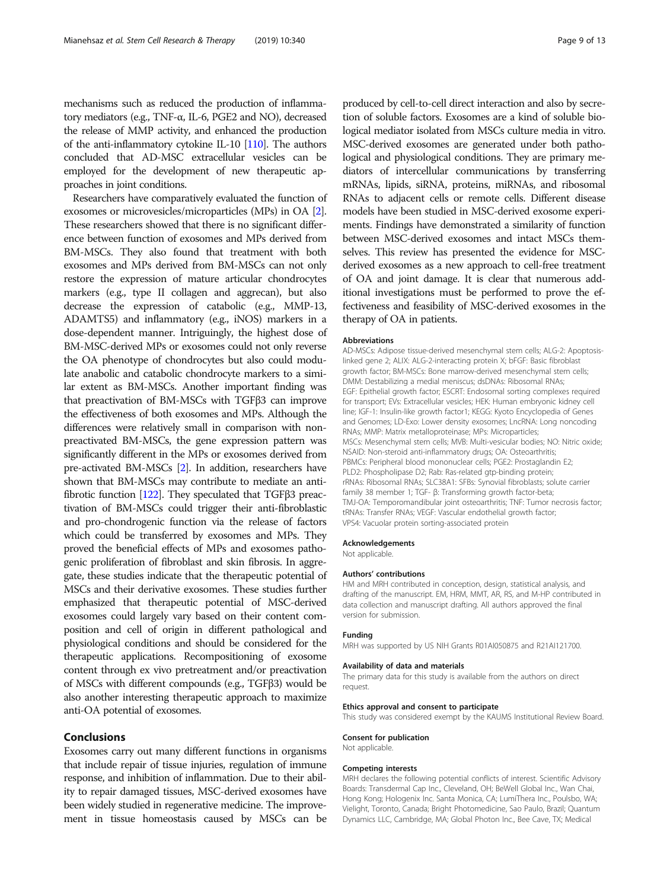mechanisms such as reduced the production of inflammatory mediators (e.g., TNF-α, IL-6, PGE2 and NO), decreased the release of MMP activity, and enhanced the production of the anti-inflammatory cytokine IL-10 [110]. The authors concluded that AD-MSC extracellular vesicles can be employed for the development of new therapeutic approaches in joint conditions.

Researchers have comparatively evaluated the function of exosomes or microvesicles/microparticles (MPs) in OA [2]. These researchers showed that there is no significant difference between function of exosomes and MPs derived from BM-MSCs. They also found that treatment with both exosomes and MPs derived from BM-MSCs can not only restore the expression of mature articular chondrocytes markers (e.g., type II collagen and aggrecan), but also decrease the expression of catabolic (e.g., MMP-13, ADAMTS5) and inflammatory (e.g., iNOS) markers in a dose-dependent manner. Intriguingly, the highest dose of BM-MSC-derived MPs or exosomes could not only reverse the OA phenotype of chondrocytes but also could modulate anabolic and catabolic chondrocyte markers to a similar extent as BM-MSCs. Another important finding was that preactivation of BM-MSCs with TGFβ3 can improve the effectiveness of both exosomes and MPs. Although the differences were relatively small in comparison with non-preactivated BM-MSCs, the gene expression pattern was significantly different in the MPs or exosomes derived from pre-activated BM-MSCs [2]. In addition, researchers have shown that BM-MSCs may contribute to mediate an anti-fibrotic function [122]. They speculated that TGFβ3 preactivation of BM-MSCs could trigger their anti-fibroblastic and pro-chondrogenic function via the release of factors which could be transferred by exosomes and MPs. They proved the beneficial effects of MPs and exosomes pathogenic proliferation of fibroblast and skin fibrosis. In aggregate, these studies indicate that the therapeutic potential of MSCs and their derivative exosomes. These studies further emphasized that therapeutic potential of MSC-derived exosomes could largely vary based on their content composition and cell of origin in different pathological and physiological conditions and should be considered for the therapeutic applications. Recompositioning of exosome content through ex vivo pretreatment and/or preactivation of MSCs with different compounds (e.g., TGFβ3) would be also another interesting therapeutic approach to maximize anti-OA potential of exosomes.

## Conclusions

Exosomes carry out many different functions in organisms that include repair of tissue injuries, regulation of immune response, and inhibition of inflammation. Due to their ability to repair damaged tissues, MSC-derived exosomes have been widely studied in regenerative medicine. The improvement in tissue homeostasis caused by MSCs can be produced by cell-to-cell direct interaction and also by secretion of soluble factors. Exosomes are a kind of soluble biological mediator isolated from MSCs culture media in vitro. MSC-derived exosomes are generated under both pathological and physiological conditions. They are primary mediators of intercellular communications by transferring mRNAs, lipids, siRNA, proteins, miRNAs, and ribosomal RNAs to adjacent cells or remote cells. Different disease models have been studied in MSC-derived exosome experiments. Findings have demonstrated a similarity of function between MSC-derived exosomes and intact MSCs themselves. This review has presented the evidence for MSC-derived exosomes as a new approach to cell-free treatment of OA and joint damage. It is clear that numerous additional investigations must be performed to prove the effectiveness and feasibility of MSC-derived exosomes in the therapy of OA in patients.

#### Abbreviations

AD-MSCs: Adipose tissue-derived mesenchymal stem cells; ALG-2: Apoptosis-linked gene 2; ALIX: ALG-2-interacting protein X; bFGF: Basic fibroblast growth factor; BM-MSCs: Bone marrow-derived mesenchymal stem cells; DMM: Destabilizing a medial meniscus; dsDNAs: Ribosomal RNAs; EGF: Epithelial growth factor; ESCRT: Endosomal sorting complexes required for transport; EVs: Extracellular vesicles; HEK: Human embryonic kidney cell line; IGF-1: Insulin-like growth factor1; KEGG: Kyoto Encyclopedia of Genes and Genomes; LD-Exo: Lower density exosomes; LncRNA: Long noncoding RNAs; MMP: Matrix metalloproteinase; MPs: Microparticles; MSCs: Mesenchymal stem cells; MVB: Multi-vesicular bodies; NO: Nitric oxide; NSAID: Non-steroid anti-inflammatory drugs; OA: Osteoarthritis; PBMCs: Peripheral blood mononuclear cells; PGE2: Prostaglandin E2; PLD2: Phospholipase D2; Rab: Ras-related gtp-binding protein; rRNAs: Ribosomal RNAs; SLC38A1: SFBs: Synovial fibroblasts; solute carrier family 38 member 1; TGF- β: Transforming growth factor-beta; TMJ-OA: Temporomandibular joint osteoarthritis; TNF: Tumor necrosis factor; tRNAs: Transfer RNAs; VEGF: Vascular endothelial growth factor; VPS4: Vacuolar protein sorting-associated protein

#### Acknowledgements

Not applicable.

#### Authors' contributions

HM and MRH contributed in conception, design, statistical analysis, and drafting of the manuscript. EM, HRM, MMT, AR, RS, and M-HP contributed in data collection and manuscript drafting. All authors approved the final version for submission.

#### Funding

MRH was supported by US NIH Grants R01AI050875 and R21AI121700.

#### Availability of data and materials

The primary data for this study is available from the authors on direct request.

#### Ethics approval and consent to participate

This study was considered exempt by the KAUMS Institutional Review Board.

#### Consent for publication

Not applicable.

#### Competing interests

MRH declares the following potential conflicts of interest. Scientific Advisory Boards: Transdermal Cap Inc., Cleveland, OH; BeWell Global Inc., Wan Chai, Hong Kong; Hologenix Inc. Santa Monica, CA; LumiThera Inc., Poulsbo, WA; Vielight, Toronto, Canada; Bright Photomedicine, Sao Paulo, Brazil; Quantum Dynamics LLC, Cambridge, MA; Global Photon Inc., Bee Cave, TX; Medical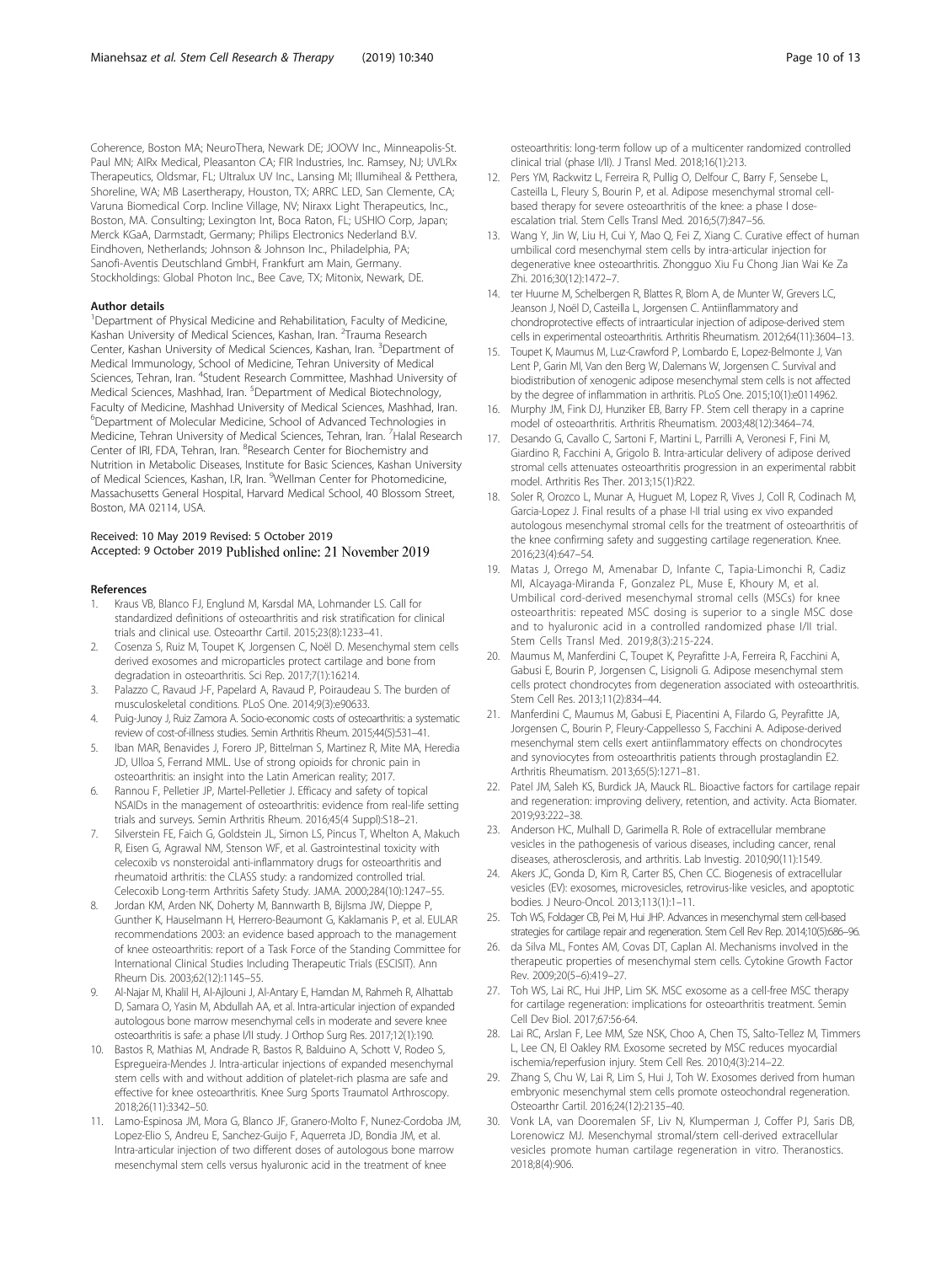Coherence, Boston MA; NeuroThera, Newark DE; JOOVV Inc., Minneapolis-St. Paul MN; AIRx Medical, Pleasanton CA; FIR Industries, Inc. Ramsey, NJ; UVLRx Therapeutics, Oldsmar, FL; Ultralux UV Inc., Lansing MI; Illumiheal & Petthera, Shoreline, WA; MB Lasertherapy, Houston, TX; ARRC LED, San Clemente, CA; Varuna Biomedical Corp. Incline Village, NV; Niraxx Light Therapeutics, Inc., Boston, MA. Consulting; Lexington Int, Boca Raton, FL; USHIO Corp, Japan; Merck KGaA, Darmstadt, Germany; Philips Electronics Nederland B.V. Eindhoven, Netherlands; Johnson & Johnson Inc., Philadelphia, PA; Sanofi-Aventis Deutschland GmbH, Frankfurt am Main, Germany. Stockholdings: Global Photon Inc., Bee Cave, TX; Mitonix, Newark, DE.

#### Author details

[1]Department of Physical Medicine and Rehabilitation, Faculty of Medicine, Kashan University of Medical Sciences, Kashan, Iran. [2]Trauma Research Center, Kashan University of Medical Sciences, Kashan, Iran. [3]Department of Medical Immunology, School of Medicine, Tehran University of Medical Sciences, Tehran, Iran. [4]Student Research Committee, Mashhad University of Medical Sciences, Mashhad, Iran. [5]Department of Medical Biotechnology, Faculty of Medicine, Mashhad University of Medical Sciences, Mashhad, Iran. [6]Department of Molecular Medicine, School of Advanced Technologies in Medicine, Tehran University of Medical Sciences, Tehran, Iran. [7]Halal Research Center of IRI, FDA, Tehran, Iran. [8]Research Center for Biochemistry and Nutrition in Metabolic Diseases, Institute for Basic Sciences, Kashan University of Medical Sciences, Kashan, I.R, Iran. [9]Wellman Center for Photomedicine, Massachusetts General Hospital, Harvard Medical School, 40 Blossom Street, Boston, MA 02114, USA.

Received: 10 May 2019 Revised: 5 October 2019
Accepted: 9 October 2019 Published online: 21 November 2019

#### References

1. Kraus VB, Blanco FJ, Englund M, Karsdal MA, Lohmander LS. Call for standardized definitions of osteoarthritis and risk stratification for clinical trials and clinical use. Osteoarthr Cartil. 2015;23(8):1233–41.
2. Cosenza S, Ruiz M, Toupet K, Jorgensen C, Noël D. Mesenchymal stem cells derived exosomes and microparticles protect cartilage and bone from degradation in osteoarthritis. Sci Rep. 2017;7(1):16214.
3. Palazzo C, Ravaud J-F, Papelard A, Ravaud P, Poiraudeau S. The burden of musculoskeletal conditions. PLoS One. 2014;9(3):e90633.
4. Puig-Junoy J, Ruiz Zamora A. Socio-economic costs of osteoarthritis: a systematic review of cost-of-illness studies. Semin Arthritis Rheum. 2015;44(5):531–41.
5. Iban MAR, Benavides J, Forero JP, Bittelman S, Martinez R, Mite MA, Heredia JD, Ulloa S, Ferrand MML. Use of strong opioids for chronic pain in osteoarthritis: an insight into the Latin American reality; 2017.
6. Rannou F, Pelletier JP, Martel-Pelletier J. Efficacy and safety of topical NSAIDs in the management of osteoarthritis: evidence from real-life setting trials and surveys. Semin Arthritis Rheum. 2016;45(4 Suppl):S18–21.
7. Silverstein FE, Faich G, Goldstein JL, Simon LS, Pincus T, Whelton A, Makuch R, Eisen G, Agrawal NM, Stenson WF, et al. Gastrointestinal toxicity with celecoxib vs nonsteroidal anti-inflammatory drugs for osteoarthritis and rheumatoid arthritis: the CLASS study: a randomized controlled trial. Celecoxib Long-term Arthritis Safety Study. JAMA. 2000;284(10):1247–55.
8. Jordan KM, Arden NK, Doherty M, Bannwarth B, Bijlsma JW, Dieppe P, Gunther K, Hauselmann H, Herrero-Beaumont G, Kaklamanis P, et al. EULAR recommendations 2003: an evidence based approach to the management of knee osteoarthritis: report of a Task Force of the Standing Committee for International Clinical Studies Including Therapeutic Trials (ESCISIT). Ann Rheum Dis. 2003;62(12):1145–55.
9. Al-Najar M, Khalil H, Al-Ajlouni J, Al-Antary E, Hamdan M, Rahmeh R, Alhattab D, Samara O, Yasin M, Abdullah AA, et al. Intra-articular injection of expanded autologous bone marrow mesenchymal cells in moderate and severe knee osteoarthritis is safe: a phase I/II study. J Orthop Surg Res. 2017;12(1):190.
10. Bastos R, Mathias M, Andrade R, Bastos R, Balduino A, Schott V, Rodeo S, Espregueira-Mendes J. Intra-articular injections of expanded mesenchymal stem cells with and without addition of platelet-rich plasma are safe and effective for knee osteoarthritis. Knee Surg Sports Traumatol Arthroscopy. 2018;26(11):3342–50.
11. Lamo-Espinosa JM, Mora G, Blanco JF, Granero-Molto F, Nunez-Cordoba JM, Lopez-Elio S, Andreu E, Sanchez-Guijo F, Aquerreta JD, Bondia JM, et al. Intra-articular injection of two different doses of autologous bone marrow mesenchymal stem cells versus hyaluronic acid in the treatment of knee osteoarthritis: long-term follow up of a multicenter randomized controlled clinical trial (phase I/II). J Transl Med. 2018;16(1):213.
12. Pers YM, Rackwitz L, Ferreira R, Pullig O, Delfour C, Barry F, Sensebe L, Casteilla L, Fleury S, Bourin P, et al. Adipose mesenchymal stromal cell-based therapy for severe osteoarthritis of the knee: a phase I dose-escalation trial. Stem Cells Transl Med. 2016;5(7):847–56.
13. Wang Y, Jin W, Liu H, Cui Y, Mao Q, Fei Z, Xiang C. Curative effect of human umbilical cord mesenchymal stem cells by intra-articular injection for degenerative knee osteoarthritis. Zhongguo Xiu Fu Chong Jian Wai Ke Za Zhi. 2016;30(12):1472–7.
14. ter Huurne M, Schelbergen R, Blattes R, Blom A, de Munter W, Grevers LC, Jeanson J, Noël D, Casteilla L, Jorgensen C. Antiinflammatory and chondroprotective effects of intraarticular injection of adipose-derived stem cells in experimental osteoarthritis. Arthritis Rheumatism. 2012;64(11):3604–13.
15. Toupet K, Maumus M, Luz-Crawford P, Lombardo E, Lopez-Belmonte J, Van Lent P, Garin MI, Van den Berg W, Dalemans W, Jorgensen C. Survival and biodistribution of xenogenic adipose mesenchymal stem cells is not affected by the degree of inflammation in arthritis. PLoS One. 2015;10(1):e0114962.
16. Murphy JM, Fink DJ, Hunziker EB, Barry FP. Stem cell therapy in a caprine model of osteoarthritis. Arthritis Rheumatism. 2003;48(12):3464–74.
17. Desando G, Cavallo C, Sartoni F, Martini L, Parrilli A, Veronesi F, Fini M, Giardino R, Facchini A, Grigolo B. Intra-articular delivery of adipose derived stromal cells attenuates osteoarthritis progression in an experimental rabbit model. Arthritis Res Ther. 2013;15(1):R22.
18. Soler R, Orozco L, Munar A, Huguet M, Lopez R, Vives J, Coll R, Codinach M, Garcia-Lopez J. Final results of a phase I-II trial using ex vivo expanded autologous mesenchymal stromal cells for the treatment of osteoarthritis of the knee confirming safety and suggesting cartilage regeneration. Knee. 2016;23(4):647–54.
19. Matas J, Orrego M, Amenabar D, Infante C, Tapia-Limonchi R, Cadiz MI, Alcayaga-Miranda F, Gonzalez PL, Muse E, Khoury M, et al. Umbilical cord-derived mesenchymal stromal cells (MSCs) for knee osteoarthritis: repeated MSC dosing is superior to a single MSC dose and to hyaluronic acid in a controlled randomized phase I/II trial. Stem Cells Transl Med. 2019;8(3):215-224.
20. Maumus M, Manferdini C, Toupet K, Peyrafitte J-A, Ferreira R, Facchini A, Gabusi E, Bourin P, Jorgensen C, Lisignoli G. Adipose mesenchymal stem cells protect chondrocytes from degeneration associated with osteoarthritis. Stem Cell Res. 2013;11(2):834–44.
21. Manferdini C, Maumus M, Gabusi E, Piacentini A, Filardo G, Peyrafitte JA, Jorgensen C, Bourin P, Fleury-Cappellesso S, Facchini A. Adipose-derived mesenchymal stem cells exert antiinflammatory effects on chondrocytes and synoviocytes from osteoarthritis patients through prostaglandin E2. Arthritis Rheumatism. 2013;65(5):1271–81.
22. Patel JM, Saleh KS, Burdick JA, Mauck RL. Bioactive factors for cartilage repair and regeneration: improving delivery, retention, and activity. Acta Biomater. 2019;93:222–38.
23. Anderson HC, Mulhall D, Garimella R. Role of extracellular membrane vesicles in the pathogenesis of various diseases, including cancer, renal diseases, atherosclerosis, and arthritis. Lab Investig. 2010;90(11):1549.
24. Akers JC, Gonda D, Kim R, Carter BS, Chen CC. Biogenesis of extracellular vesicles (EV): exosomes, microvesicles, retrovirus-like vesicles, and apoptotic bodies. J Neuro-Oncol. 2013;113(1):1–11.
25. Toh WS, Foldager CB, Pei M, Hui JHP. Advances in mesenchymal stem cell-based strategies for cartilage repair and regeneration. Stem Cell Rev Rep. 2014;10(5):686–96.
26. da Silva ML, Fontes AM, Covas DT, Caplan AI. Mechanisms involved in the therapeutic properties of mesenchymal stem cells. Cytokine Growth Factor Rev. 2009;20(5–6):419–27.
27. Toh WS, Lai RC, Hui JHP, Lim SK. MSC exosome as a cell-free MSC therapy for cartilage regeneration: implications for osteoarthritis treatment. Semin Cell Dev Biol. 2017;67:56-64.
28. Lai RC, Arslan F, Lee MM, Sze NSK, Choo A, Chen TS, Salto-Tellez M, Timmers L, Lee CN, El Oakley RM. Exosome secreted by MSC reduces myocardial ischemia/reperfusion injury. Stem Cell Res. 2010;4(3):214–22.
29. Zhang S, Chu W, Lai R, Lim S, Hui J, Toh W. Exosomes derived from human embryonic mesenchymal stem cells promote osteochondral regeneration. Osteoarthr Cartil. 2016;24(12):2135–40.
30. Vonk LA, van Dooremalen SF, Liv N, Klumperman J, Coffer PJ, Saris DB, Lorenowicz MJ. Mesenchymal stromal/stem cell-derived extracellular vesicles promote human cartilage regeneration in vitro. Theranostics. 2018;8(4):906.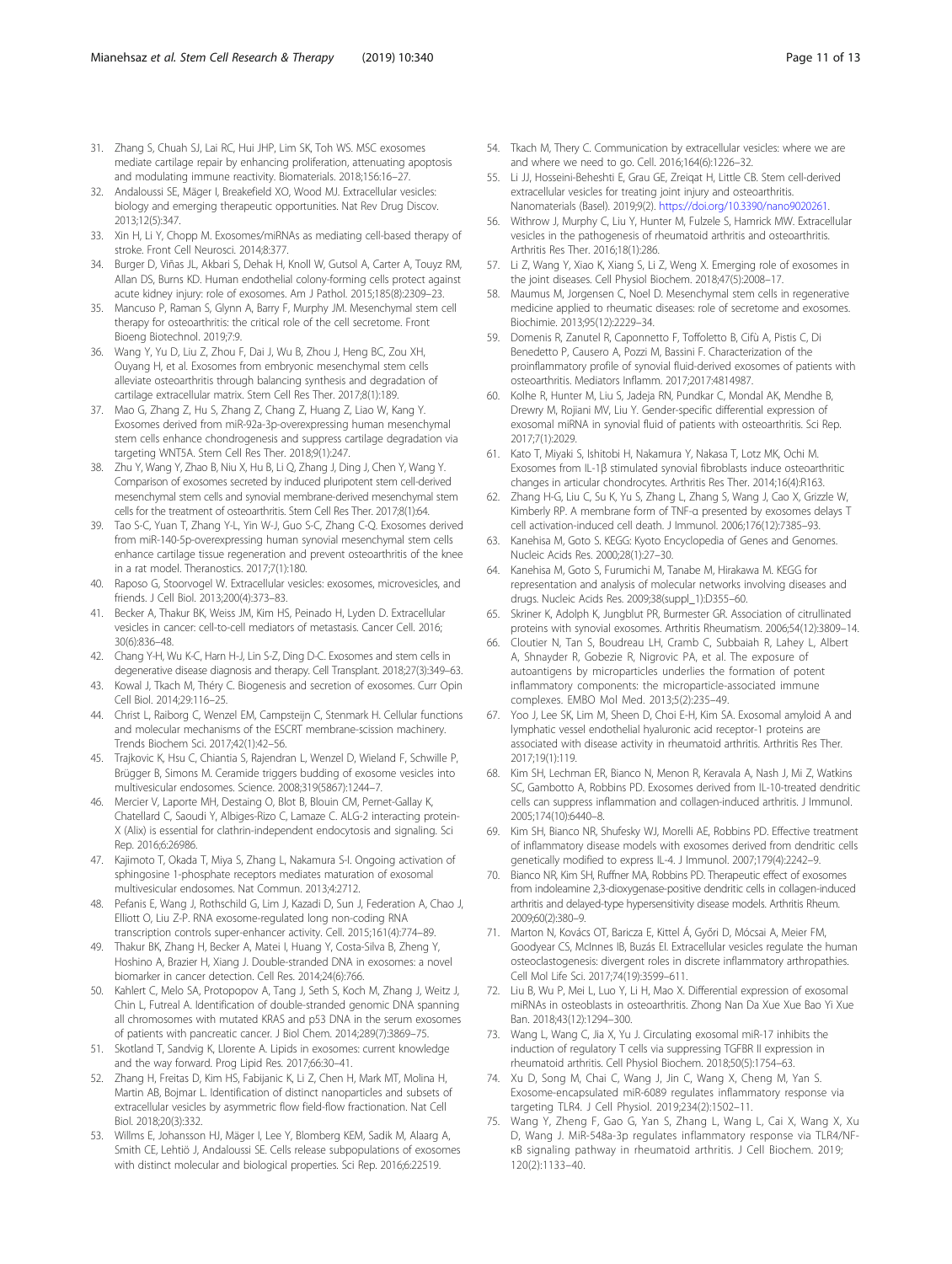31. Zhang S, Chuah SJ, Lai RC, Hui JHP, Lim SK, Toh WS. MSC exosomes mediate cartilage repair by enhancing proliferation, attenuating apoptosis and modulating immune reactivity. Biomaterials. 2018;156:16–27.
32. Andaloussi SE, Mäger I, Breakefield XO, Wood MJ. Extracellular vesicles: biology and emerging therapeutic opportunities. Nat Rev Drug Discov. 2013;12(5):347.
33. Xin H, Li Y, Chopp M. Exosomes/miRNAs as mediating cell-based therapy of stroke. Front Cell Neurosci. 2014;8:377.
34. Burger D, Viñas JL, Akbari S, Dehak H, Knoll W, Gutsol A, Carter A, Touyz RM, Allan DS, Burns KD. Human endothelial colony-forming cells protect against acute kidney injury: role of exosomes. Am J Pathol. 2015;185(8):2309–23.
35. Mancuso P, Raman S, Glynn A, Barry F, Murphy JM. Mesenchymal stem cell therapy for osteoarthritis: the critical role of the cell secretome. Front Bioeng Biotechnol. 2019;7:9.
36. Wang Y, Yu D, Liu Z, Zhou F, Dai J, Wu B, Zhou J, Heng BC, Zou XH, Ouyang H, et al. Exosomes from embryonic mesenchymal stem cells alleviate osteoarthritis through balancing synthesis and degradation of cartilage extracellular matrix. Stem Cell Res Ther. 2017;8(1):189.
37. Mao G, Zhang Z, Hu S, Zhang Z, Chang Z, Huang Z, Liao W, Kang Y. Exosomes derived from miR-92a-3p-overexpressing human mesenchymal stem cells enhance chondrogenesis and suppress cartilage degradation via targeting WNT5A. Stem Cell Res Ther. 2018;9(1):247.
38. Zhu Y, Wang Y, Zhao B, Niu X, Hu B, Li Q, Zhang J, Ding J, Chen Y, Wang Y. Comparison of exosomes secreted by induced pluripotent stem cell-derived mesenchymal stem cells and synovial membrane-derived mesenchymal stem cells for the treatment of osteoarthritis. Stem Cell Res Ther. 2017;8(1):64.
39. Tao S-C, Yuan T, Zhang Y-L, Yin W-J, Guo S-C, Zhang C-Q. Exosomes derived from miR-140-5p-overexpressing human synovial mesenchymal stem cells enhance cartilage tissue regeneration and prevent osteoarthritis of the knee in a rat model. Theranostics. 2017;7(1):180.
40. Raposo G, Stoorvogel W. Extracellular vesicles: exosomes, microvesicles, and friends. J Cell Biol. 2013;200(4):373–83.
41. Becker A, Thakur BK, Weiss JM, Kim HS, Peinado H, Lyden D. Extracellular vesicles in cancer: cell-to-cell mediators of metastasis. Cancer Cell. 2016; 30(6):836–48.
42. Chang Y-H, Wu K-C, Harn H-J, Lin S-Z, Ding D-C. Exosomes and stem cells in degenerative disease diagnosis and therapy. Cell Transplant. 2018;27(3):349–63.
43. Kowal J, Tkach M, Théry C. Biogenesis and secretion of exosomes. Curr Opin Cell Biol. 2014;29:116–25.
44. Christ L, Raiborg C, Wenzel EM, Campsteijn C, Stenmark H. Cellular functions and molecular mechanisms of the ESCRT membrane-scission machinery. Trends Biochem Sci. 2017;42(1):42–56.
45. Trajkovic K, Hsu C, Chiantia S, Rajendran L, Wenzel D, Wieland F, Schwille P, Brügger B, Simons M. Ceramide triggers budding of exosome vesicles into multivesicular endosomes. Science. 2008;319(5867):1244–7.
46. Mercier V, Laporte MH, Destaing O, Blot B, Blouin CM, Pernet-Gallay K, Chatellard C, Saoudi Y, Albiges-Rizo C, Lamaze C. ALG-2 interacting protein-X (Alix) is essential for clathrin-independent endocytosis and signaling. Sci Rep. 2016;6:26986.
47. Kajimoto T, Okada T, Miya S, Zhang L, Nakamura S-I. Ongoing activation of sphingosine 1-phosphate receptors mediates maturation of exosomal multivesicular endosomes. Nat Commun. 2013;4:2712.
48. Pefanis E, Wang J, Rothschild G, Lim J, Kazadi D, Sun J, Federation A, Chao J, Elliott O, Liu Z-P. RNA exosome-regulated long non-coding RNA transcription controls super-enhancer activity. Cell. 2015;161(4):774–89.
49. Thakur BK, Zhang H, Becker A, Matei I, Huang Y, Costa-Silva B, Zheng Y, Hoshino A, Brazier H, Xiang J. Double-stranded DNA in exosomes: a novel biomarker in cancer detection. Cell Res. 2014;24(6):766.
50. Kahlert C, Melo SA, Protopopov A, Tang J, Seth S, Koch M, Zhang J, Weitz J, Chin L, Futreal A. Identification of double-stranded genomic DNA spanning all chromosomes with mutated KRAS and p53 DNA in the serum exosomes of patients with pancreatic cancer. J Biol Chem. 2014;289(7):3869–75.
51. Skotland T, Sandvig K, Llorente A. Lipids in exosomes: current knowledge and the way forward. Prog Lipid Res. 2017;66:30–41.
52. Zhang H, Freitas D, Kim HS, Fabijanic K, Li Z, Chen H, Mark MT, Molina H, Martin AB, Bojmar L. Identification of distinct nanoparticles and subsets of extracellular vesicles by asymmetric flow field-flow fractionation. Nat Cell Biol. 2018;20(3):332.
53. Willms E, Johansson HJ, Mäger I, Lee Y, Blomberg KEM, Sadik M, Alaarg A, Smith CE, Lehtiö J, Andaloussi SE. Cells release subpopulations of exosomes with distinct molecular and biological properties. Sci Rep. 2016;6:22519.
54. Tkach M, Thery C. Communication by extracellular vesicles: where we are and where we need to go. Cell. 2016;164(6):1226–32.
55. Li JJ, Hosseini-Beheshti E, Grau GE, Zreiqat H, Little CB. Stem cell-derived extracellular vesicles for treating joint injury and osteoarthritis. Nanomaterials (Basel). 2019;9(2). https://doi.org/10.3390/nano9020261.
56. Withrow J, Murphy C, Liu Y, Hunter M, Fulzele S, Hamrick MW. Extracellular vesicles in the pathogenesis of rheumatoid arthritis and osteoarthritis. Arthritis Res Ther. 2016;18(1):286.
57. Li Z, Wang Y, Xiao K, Xiang S, Li Z, Weng X. Emerging role of exosomes in the joint diseases. Cell Physiol Biochem. 2018;47(5):2008–17.
58. Maumus M, Jorgensen C, Noel D. Mesenchymal stem cells in regenerative medicine applied to rheumatic diseases: role of secretome and exosomes. Biochimie. 2013;95(12):2229–34.
59. Domenis R, Zanutel R, Caponnetto F, Toffoletto B, Cifù A, Pistis C, Di Benedetto P, Causero A, Pozzi M, Bassini F. Characterization of the proinflammatory profile of synovial fluid-derived exosomes of patients with osteoarthritis. Mediators Inflamm. 2017;2017:4814987.
60. Kolhe R, Hunter M, Liu S, Jadeja RN, Pundkar C, Mondal AK, Mendhe B, Drewry M, Rojiani MV, Liu Y. Gender-specific differential expression of exosomal miRNA in synovial fluid of patients with osteoarthritis. Sci Rep. 2017;7(1):2029.
61. Kato T, Miyaki S, Ishitobi H, Nakamura Y, Nakasa T, Lotz MK, Ochi M. Exosomes from IL-1β stimulated synovial fibroblasts induce osteoarthritic changes in articular chondrocytes. Arthritis Res Ther. 2014;16(4):R163.
62. Zhang H-G, Liu C, Su K, Yu S, Zhang L, Zhang S, Wang J, Cao X, Grizzle W, Kimberly RP. A membrane form of TNF-α presented by exosomes delays T cell activation-induced cell death. J Immunol. 2006;176(12):7385–93.
63. Kanehisa M, Goto S. KEGG: Kyoto Encyclopedia of Genes and Genomes. Nucleic Acids Res. 2000;28(1):27–30.
64. Kanehisa M, Goto S, Furumichi M, Tanabe M, Hirakawa M. KEGG for representation and analysis of molecular networks involving diseases and drugs. Nucleic Acids Res. 2009;38(suppl_1):D355–60.
65. Skriner K, Adolph K, Jungblut PR, Burmester GR. Association of citrullinated proteins with synovial exosomes. Arthritis Rheumatism. 2006;54(12):3809–14.
66. Cloutier N, Tan S, Boudreau LH, Cramb C, Subbaiah R, Lahey L, Albert A, Shnayder R, Gobezie R, Nigrovic PA, et al. The exposure of autoantigens by microparticles underlies the formation of potent inflammatory components: the microparticle-associated immune complexes. EMBO Mol Med. 2013;5(2):235–49.
67. Yoo J, Lee SK, Lim M, Sheen D, Choi E-H, Kim SA. Exosomal amyloid A and lymphatic vessel endothelial hyaluronic acid receptor-1 proteins are associated with disease activity in rheumatoid arthritis. Arthritis Res Ther. 2017;19(1):119.
68. Kim SH, Lechman ER, Bianco N, Menon R, Keravala A, Nash J, Mi Z, Watkins SC, Gambotto A, Robbins PD. Exosomes derived from IL-10-treated dendritic cells can suppress inflammation and collagen-induced arthritis. J Immunol. 2005;174(10):6440–8.
69. Kim SH, Bianco NR, Shufesky WJ, Morelli AE, Robbins PD. Effective treatment of inflammatory disease models with exosomes derived from dendritic cells genetically modified to express IL-4. J Immunol. 2007;179(4):2242–9.
70. Bianco NR, Kim SH, Ruffner MA, Robbins PD. Therapeutic effect of exosomes from indoleamine 2,3-dioxygenase-positive dendritic cells in collagen-induced arthritis and delayed-type hypersensitivity disease models. Arthritis Rheum. 2009;60(2):380–9.
71. Marton N, Kovács OT, Baricza E, Kittel Á, Győri D, Mócsai A, Meier FM, Goodyear CS, McInnes IB, Buzás EI. Extracellular vesicles regulate the human osteoclastogenesis: divergent roles in discrete inflammatory arthropathies. Cell Mol Life Sci. 2017;74(19):3599–611.
72. Liu B, Wu P, Mei L, Luo Y, Li H, Mao X. Differential expression of exosomal miRNAs in osteoblasts in osteoarthritis. Zhong Nan Da Xue Xue Bao Yi Xue Ban. 2018;43(12):1294–300.
73. Wang L, Wang C, Jia X, Yu J. Circulating exosomal miR-17 inhibits the induction of regulatory T cells via suppressing TGFBR II expression in rheumatoid arthritis. Cell Physiol Biochem. 2018;50(5):1754–63.
74. Xu D, Song M, Chai C, Wang J, Jin C, Wang X, Cheng M, Yan S. Exosome-encapsulated miR-6089 regulates inflammatory response via targeting TLR4. J Cell Physiol. 2019;234(2):1502–11.
75. Wang Y, Zheng F, Gao G, Yan S, Zhang L, Wang L, Cai X, Wang X, Xu D, Wang J. MiR-548a-3p regulates inflammatory response via TLR4/NF-κB signaling pathway in rheumatoid arthritis. J Cell Biochem. 2019; 120(2):1133–40.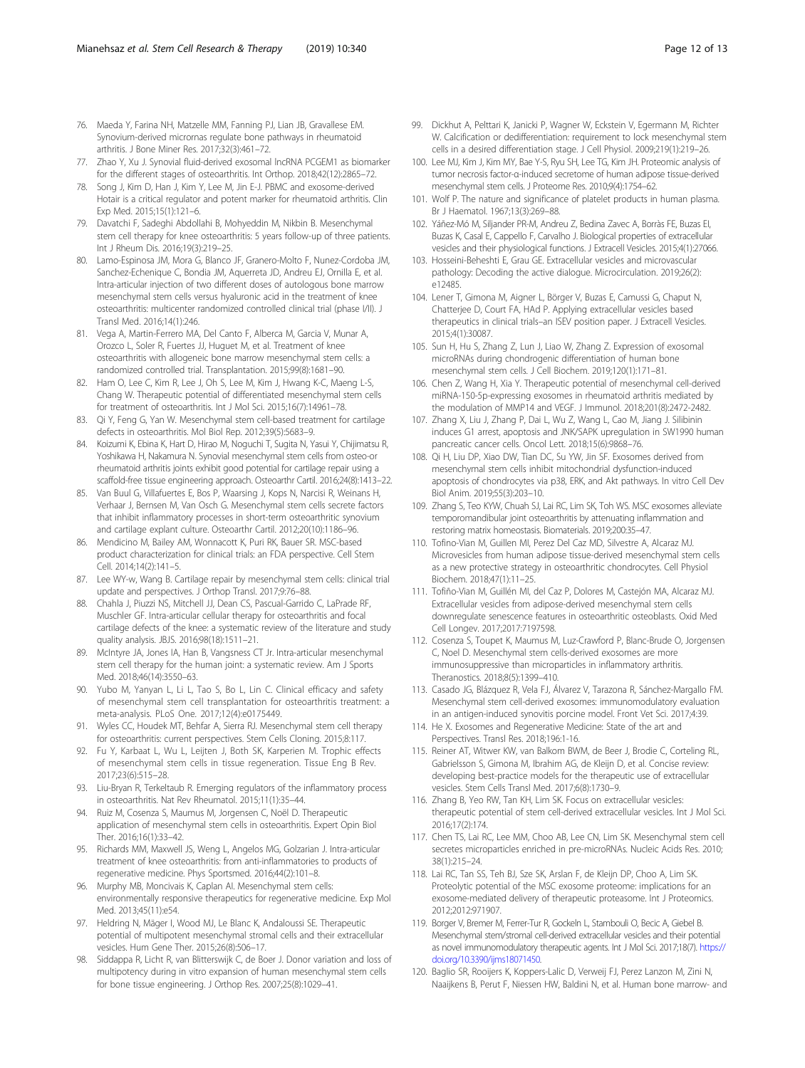76. Maeda Y, Farina NH, Matzelle MM, Fanning PJ, Lian JB, Gravallese EM. Synovium-derived micrornas regulate bone pathways in rheumatoid arthritis. J Bone Miner Res. 2017;32(3):461–72.
77. Zhao Y, Xu J. Synovial fluid-derived exosomal lncRNA PCGEM1 as biomarker for the different stages of osteoarthritis. Int Orthop. 2018;42(12):2865–72.
78. Song J, Kim D, Han J, Kim Y, Lee M, Jin E-J. PBMC and exosome-derived Hotair is a critical regulator and potent marker for rheumatoid arthritis. Clin Exp Med. 2015;15(1):121–6.
79. Davatchi F, Sadeghi Abdollahi B, Mohyeddin M, Nikbin B. Mesenchymal stem cell therapy for knee osteoarthritis: 5 years follow-up of three patients. Int J Rheum Dis. 2016;19(3):219–25.
80. Lamo-Espinosa JM, Mora G, Blanco JF, Granero-Molto F, Nunez-Cordoba JM, Sanchez-Echenique C, Bondia JM, Aquerreta JD, Andreu EJ, Ornilla E, et al. Intra-articular injection of two different doses of autologous bone marrow mesenchymal stem cells versus hyaluronic acid in the treatment of knee osteoarthritis: multicenter randomized controlled clinical trial (phase I/II). J Transl Med. 2016;14(1):246.
81. Vega A, Martin-Ferrero MA, Del Canto F, Alberca M, Garcia V, Munar A, Orozco L, Soler R, Fuertes JJ, Huguet M, et al. Treatment of knee osteoarthritis with allogeneic bone marrow mesenchymal stem cells: a randomized controlled trial. Transplantation. 2015;99(8):1681–90.
82. Ham O, Lee C, Kim R, Lee J, Oh S, Lee M, Kim J, Hwang K-C, Maeng L-S, Chang W. Therapeutic potential of differentiated mesenchymal stem cells for treatment of osteoarthritis. Int J Mol Sci. 2015;16(7):14961–78.
83. Qi Y, Feng G, Yan W. Mesenchymal stem cell-based treatment for cartilage defects in osteoarthritis. Mol Biol Rep. 2012;39(5):5683–9.
84. Koizumi K, Ebina K, Hart D, Hirao M, Noguchi T, Sugita N, Yasui Y, Chijimatsu R, Yoshikawa H, Nakamura N. Synovial mesenchymal stem cells from osteo-or rheumatoid arthritis joints exhibit good potential for cartilage repair using a scaffold-free tissue engineering approach. Osteoarthr Cartil. 2016;24(8):1413–22.
85. Van Buul G, Villafuertes E, Bos P, Waarsing J, Kops N, Narcisi R, Weinans H, Verhaar J, Bernsen M, Van Osch G. Mesenchymal stem cells secrete factors that inhibit inflammatory processes in short-term osteoarthritic synovium and cartilage explant culture. Osteoarthr Cartil. 2012;20(10):1186–96.
86. Mendicino M, Bailey AM, Wonnacott K, Puri RK, Bauer SR. MSC-based product characterization for clinical trials: an FDA perspective. Cell Stem Cell. 2014;14(2):141–5.
87. Lee WY-w, Wang B. Cartilage repair by mesenchymal stem cells: clinical trial update and perspectives. J Orthop Transl. 2017;9:76–88.
88. Chahla J, Piuzzi NS, Mitchell JJ, Dean CS, Pascual-Garrido C, LaPrade RF, Muschler GF. Intra-articular cellular therapy for osteoarthritis and focal cartilage defects of the knee: a systematic review of the literature and study quality analysis. JBJS. 2016;98(18):1511–21.
89. McIntyre JA, Jones IA, Han B, Vangsness CT Jr. Intra-articular mesenchymal stem cell therapy for the human joint: a systematic review. Am J Sports Med. 2018;46(14):3550–63.
90. Yubo M, Yanyan L, Li L, Tao S, Bo L, Lin C. Clinical efficacy and safety of mesenchymal stem cell transplantation for osteoarthritis treatment: a meta-analysis. PLoS One. 2017;12(4):e0175449.
91. Wyles CC, Houdek MT, Behfar A, Sierra RJ. Mesenchymal stem cell therapy for osteoarthritis: current perspectives. Stem Cells Cloning. 2015;8:117.
92. Fu Y, Karbaat L, Wu L, Leijten J, Both SK, Karperien M. Trophic effects of mesenchymal stem cells in tissue regeneration. Tissue Eng B Rev. 2017;23(6):515–28.
93. Liu-Bryan R, Terkeltaub R. Emerging regulators of the inflammatory process in osteoarthritis. Nat Rev Rheumatol. 2015;11(1):35–44.
94. Ruiz M, Cosenza S, Maumus M, Jorgensen C, Noël D. Therapeutic application of mesenchymal stem cells in osteoarthritis. Expert Opin Biol Ther. 2016;16(1):33–42.
95. Richards MM, Maxwell JS, Weng L, Angelos MG, Golzarian J. Intra-articular treatment of knee osteoarthritis: from anti-inflammatories to products of regenerative medicine. Phys Sportsmed. 2016;44(2):101–8.
96. Murphy MB, Moncivais K, Caplan AI. Mesenchymal stem cells: environmentally responsive therapeutics for regenerative medicine. Exp Mol Med. 2013;45(11):e54.
97. Heldring N, Mäger I, Wood MJ, Le Blanc K, Andaloussi SE. Therapeutic potential of multipotent mesenchymal stromal cells and their extracellular vesicles. Hum Gene Ther. 2015;26(8):506–17.
98. Siddappa R, Licht R, van Blitterswijk C, de Boer J. Donor variation and loss of multipotency during in vitro expansion of human mesenchymal stem cells for bone tissue engineering. J Orthop Res. 2007;25(8):1029–41.
99. Dickhut A, Pelttari K, Janicki P, Wagner W, Eckstein V, Egermann M, Richter W. Calcification or dedifferentiation: requirement to lock mesenchymal stem cells in a desired differentiation stage. J Cell Physiol. 2009;219(1):219–26.
100. Lee MJ, Kim J, Kim MY, Bae Y-S, Ryu SH, Lee TG, Kim JH. Proteomic analysis of tumor necrosis factor-α-induced secretome of human adipose tissue-derived mesenchymal stem cells. J Proteome Res. 2010;9(4):1754–62.
101. Wolf P. The nature and significance of platelet products in human plasma. Br J Haematol. 1967;13(3):269–88.
102. Yáñez-Mó M, Siljander PR-M, Andreu Z, Bedina Zavec A, Borràs FE, Buzas EI, Buzas K, Casal E, Cappello F, Carvalho J. Biological properties of extracellular vesicles and their physiological functions. J Extracell Vesicles. 2015;4(1):27066.
103. Hosseini-Beheshti E, Grau GE. Extracellular vesicles and microvascular pathology: Decoding the active dialogue. Microcirculation. 2019;26(2): e12485.
104. Lener T, Gimona M, Aigner L, Börger V, Buzas E, Camussi G, Chaput N, Chatterjee D, Court FA, HAd P. Applying extracellular vesicles based therapeutics in clinical trials–an ISEV position paper. J Extracell Vesicles. 2015;4(1):30087.
105. Sun H, Hu S, Zhang Z, Lun J, Liao W, Zhang Z. Expression of exosomal microRNAs during chondrogenic differentiation of human bone mesenchymal stem cells. J Cell Biochem. 2019;120(1):171–81.
106. Chen Z, Wang H, Xia Y. Therapeutic potential of mesenchymal cell-derived miRNA-150-5p-expressing exosomes in rheumatoid arthritis mediated by the modulation of MMP14 and VEGF. J Immunol. 2018;201(8):2472-2482.
107. Zhang X, Liu J, Zhang P, Dai L, Wu Z, Wang L, Cao M, Jiang J. Silibinin induces G1 arrest, apoptosis and JNK/SAPK upregulation in SW1990 human pancreatic cancer cells. Oncol Lett. 2018;15(6):9868–76.
108. Qi H, Liu DP, Xiao DW, Tian DC, Su YW, Jin SF. Exosomes derived from mesenchymal stem cells inhibit mitochondrial dysfunction-induced apoptosis of chondrocytes via p38, ERK, and Akt pathways. In vitro Cell Dev Biol Anim. 2019;55(3):203–10.
109. Zhang S, Teo KYW, Chuah SJ, Lai RC, Lim SK, Toh WS. MSC exosomes alleviate temporomandibular joint osteoarthritis by attenuating inflammation and restoring matrix homeostasis. Biomaterials. 2019;200:35–47.
110. Tofino-Vian M, Guillen MI, Perez Del Caz MD, Silvestre A, Alcaraz MJ. Microvesicles from human adipose tissue-derived mesenchymal stem cells as a new protective strategy in osteoarthritic chondrocytes. Cell Physiol Biochem. 2018;47(1):11–25.
111. Tofiño-Vian M, Guillén MI, del Caz P, Dolores M, Castejón MA, Alcaraz MJ. Extracellular vesicles from adipose-derived mesenchymal stem cells downregulate senescence features in osteoarthritic osteoblasts. Oxid Med Cell Longev. 2017;2017:7197598.
112. Cosenza S, Toupet K, Maumus M, Luz-Crawford P, Blanc-Brude O, Jorgensen C, Noel D. Mesenchymal stem cells-derived exosomes are more immunosuppressive than microparticles in inflammatory arthritis. Theranostics. 2018;8(5):1399–410.
113. Casado JG, Blázquez R, Vela FJ, Álvarez V, Tarazona R, Sánchez-Margallo FM. Mesenchymal stem cell-derived exosomes: immunomodulatory evaluation in an antigen-induced synovitis porcine model. Front Vet Sci. 2017;4:39.
114. He X. Exosomes and Regenerative Medicine: State of the art and Perspectives. Transl Res. 2018;196:1-16.
115. Reiner AT, Witwer KW, van Balkom BWM, de Beer J, Brodie C, Corteling RL, Gabrielsson S, Gimona M, Ibrahim AG, de Kleijn D, et al. Concise review: developing best-practice models for the therapeutic use of extracellular vesicles. Stem Cells Transl Med. 2017;6(8):1730–9.
116. Zhang B, Yeo RW, Tan KH, Lim SK. Focus on extracellular vesicles: therapeutic potential of stem cell-derived extracellular vesicles. Int J Mol Sci. 2016;17(2):174.
117. Chen TS, Lai RC, Lee MM, Choo AB, Lee CN, Lim SK. Mesenchymal stem cell secretes microparticles enriched in pre-microRNAs. Nucleic Acids Res. 2010; 38(1):215–24.
118. Lai RC, Tan SS, Teh BJ, Sze SK, Arslan F, de Kleijn DP, Choo A, Lim SK. Proteolytic potential of the MSC exosome proteome: implications for an exosome-mediated delivery of therapeutic proteasome. Int J Proteomics. 2012;2012:971907.
119. Borger V, Bremer M, Ferrer-Tur R, Gockeln L, Stambouli O, Becic A, Giebel B. Mesenchymal stem/stromal cell-derived extracellular vesicles and their potential as novel immunomodulatory therapeutic agents. Int J Mol Sci. 2017;18(7). https://doi.org/10.3390/ijms18071450.
120. Baglio SR, Rooijers K, Koppers-Lalic D, Verweij FJ, Perez Lanzon M, Zini N, Naaijkens B, Perut F, Niessen HW, Baldini N, et al. Human bone marrow- and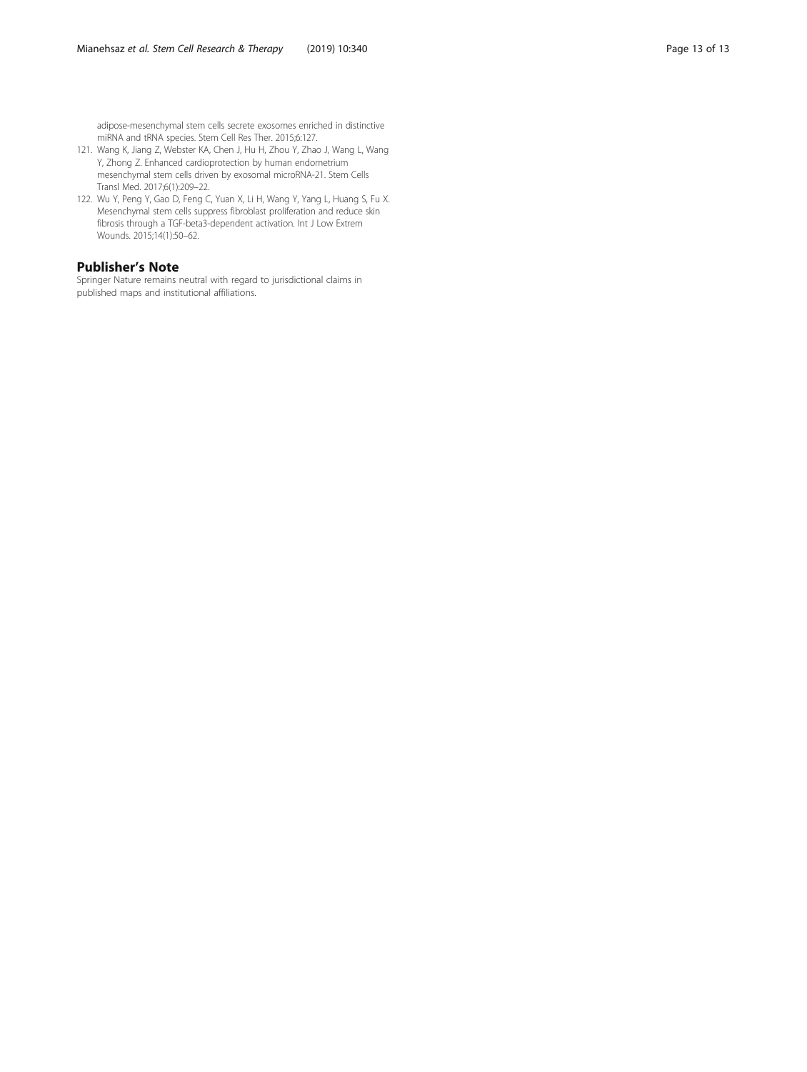adipose-mesenchymal stem cells secrete exosomes enriched in distinctive miRNA and tRNA species. Stem Cell Res Ther. 2015;6:127.

121. Wang K, Jiang Z, Webster KA, Chen J, Hu H, Zhou Y, Zhao J, Wang L, Wang Y, Zhong Z. Enhanced cardioprotection by human endometrium mesenchymal stem cells driven by exosomal microRNA-21. Stem Cells Transl Med. 2017;6(1):209–22.
122. Wu Y, Peng Y, Gao D, Feng C, Yuan X, Li H, Wang Y, Yang L, Huang S, Fu X. Mesenchymal stem cells suppress fibroblast proliferation and reduce skin fibrosis through a TGF-beta3-dependent activation. Int J Low Extrem Wounds. 2015;14(1):50–62.

## Publisher's Note

Springer Nature remains neutral with regard to jurisdictional claims in published maps and institutional affiliations.